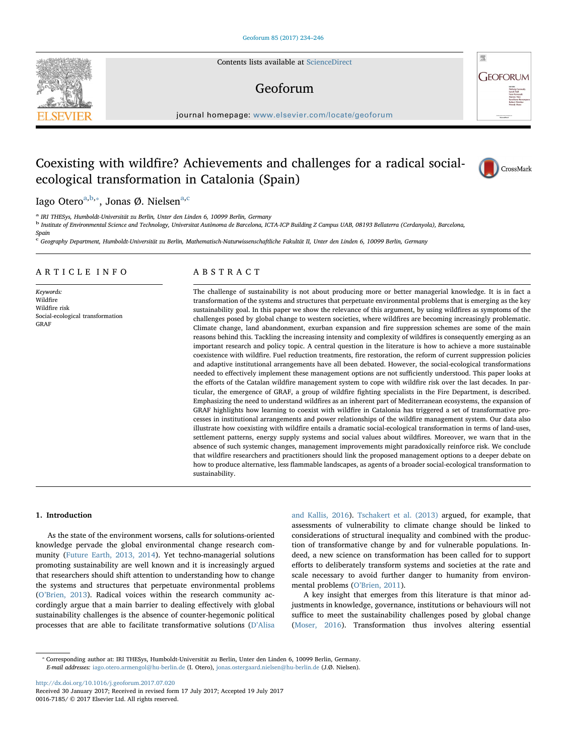# Coexisting with wildfire? Achievements and challenges for a radical social-ecological transformation in Catalonia (Spain)

Iago Otero[a,b,*], Jonas Ø. Nielsen[a,c]

[a] IRI THESys, Humboldt-Universität zu Berlin, Unter den Linden 6, 10099 Berlin, Germany

[b] Institute of Environmental Science and Technology, Universitat Autònoma de Barcelona, ICTA-ICP Building Z Campus UAB, 08193 Bellaterra (Cerdanyola), Barcelona, Spain

[c] Geography Department, Humboldt-Universität zu Berlin, Mathematisch-Naturwissenschaftliche Fakultät II, Unter den Linden 6, 10099 Berlin, Germany

## ARTICLE INFO

*Keywords:*
Wildfire
Wildfire risk
Social-ecological transformation
GRAF

## ABSTRACT

The challenge of sustainability is not about producing more or better managerial knowledge. It is in fact a transformation of the systems and structures that perpetuate environmental problems that is emerging as the key sustainability goal. In this paper we show the relevance of this argument, by using wildfires as symptoms of the challenges posed by global change to western societies, where wildfires are becoming increasingly problematic. Climate change, land abandonment, exurban expansion and fire suppression schemes are some of the main reasons behind this. Tackling the increasing intensity and complexity of wildfires is consequently emerging as an important research and policy topic. A central question in the literature is how to achieve a more sustainable coexistence with wildfire. Fuel reduction treatments, fire restoration, the reform of current suppression policies and adaptive institutional arrangements have all been debated. However, the social-ecological transformations needed to effectively implement these management options are not sufficiently understood. This paper looks at the efforts of the Catalan wildfire management system to cope with wildfire risk over the last decades. In particular, the emergence of GRAF, a group of wildfire fighting specialists in the Fire Department, is described. Emphasizing the need to understand wildfires as an inherent part of Mediterranean ecosystems, the expansion of GRAF highlights how learning to coexist with wildfire in Catalonia has triggered a set of transformative processes in institutional arrangements and power relationships of the wildfire management system. Our data also illustrate how coexisting with wildfire entails a dramatic social-ecological transformation in terms of land-uses, settlement patterns, energy supply systems and social values about wildfires. Moreover, we warn that in the absence of such systemic changes, management improvements might paradoxically reinforce risk. We conclude that wildfire researchers and practitioners should link the proposed management options to a deeper debate on how to produce alternative, less flammable landscapes, as agents of a broader social-ecological transformation to sustainability.

## 1. Introduction

As the state of the environment worsens, calls for solutions-oriented knowledge pervade the global environmental change research community (Future Earth, 2013, 2014). Yet techno-managerial solutions promoting sustainability are well known and it is increasingly argued that researchers should shift attention to understanding how to change the systems and structures that perpetuate environmental problems (O'Brien, 2013). Radical voices within the research community accordingly argue that a main barrier to dealing effectively with global sustainability challenges is the absence of counter-hegemonic political processes that are able to facilitate transformative solutions (D'Alisa and Kallis, 2016). Tschakert et al. (2013) argued, for example, that assessments of vulnerability to climate change should be linked to considerations of structural inequality and combined with the production of transformative change by and for vulnerable populations. Indeed, a new science on transformation has been called for to support efforts to deliberately transform systems and societies at the rate and scale necessary to avoid further danger to humanity from environmental problems (O'Brien, 2011).

A key insight that emerges from this literature is that minor adjustments in knowledge, governance, institutions or behaviours will not suffice to meet the sustainability challenges posed by global change (Moser, 2016). Transformation thus involves altering essential

* Corresponding author at: IRI THESys, Humboldt-Universität zu Berlin, Unter den Linden 6, 10099 Berlin, Germany.
*E-mail addresses:* iago.otero.armengol@hu-berlin.de (I. Otero), jonas.ostergaard.nielsen@hu-berlin.de (J.Ø. Nielsen).

http://dx.doi.org/10.1016/j.geoforum.2017.07.020
Received 30 January 2017; Received in revised form 17 July 2017; Accepted 19 July 2017
0016-7185/ © 2017 Elsevier Ltd. All rights reserved.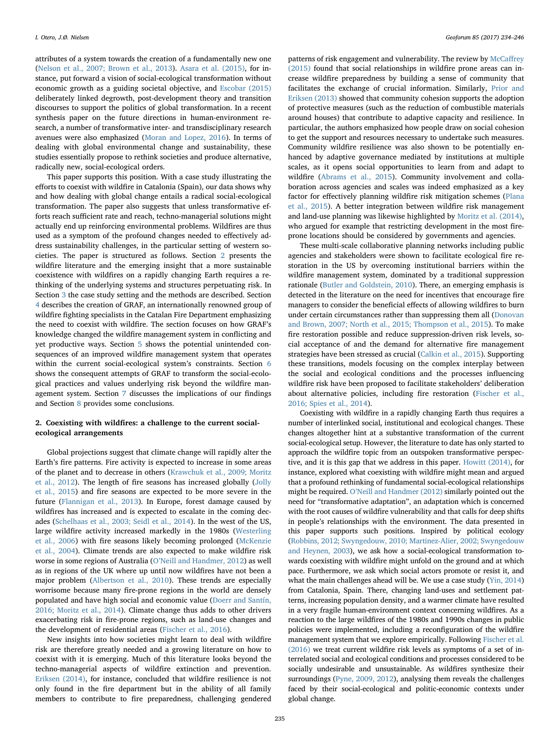attributes of a system towards the creation of a fundamentally new one (Nelson et al., 2007; Brown et al., 2013). Asara et al. (2015), for instance, put forward a vision of social-ecological transformation without economic growth as a guiding societal objective, and Escobar (2015) deliberately linked degrowth, post-development theory and transition discourses to support the politics of global transformation. In a recent synthesis paper on the future directions in human-environment research, a number of transformative inter- and transdisciplinary research avenues were also emphasized (Moran and Lopez, 2016). In terms of dealing with global environmental change and sustainability, these studies essentially propose to rethink societies and produce alternative, radically new, social-ecological orders.

This paper supports this position. With a case study illustrating the efforts to coexist with wildfire in Catalonia (Spain), our data shows why and how dealing with global change entails a radical social-ecological transformation. The paper also suggests that unless transformative efforts reach sufficient rate and reach, techno-managerial solutions might actually end up reinforcing environmental problems. Wildfires are thus used as a symptom of the profound changes needed to effectively address sustainability challenges, in the particular setting of western societies. The paper is structured as follows. Section 2 presents the wildfire literature and the emerging insight that a more sustainable coexistence with wildfires on a rapidly changing Earth requires a rethinking of the underlying systems and structures perpetuating risk. In Section 3 the case study setting and the methods are described. Section 4 describes the creation of GRAF, an internationally renowned group of wildfire fighting specialists in the Catalan Fire Department emphasizing the need to coexist with wildfire. The section focuses on how GRAF's knowledge changed the wildfire management system in conflicting and yet productive ways. Section 5 shows the potential unintended consequences of an improved wildfire management system that operates within the current social-ecological system's constraints. Section 6 shows the consequent attempts of GRAF to transform the social-ecological practices and values underlying risk beyond the wildfire management system. Section 7 discusses the implications of our findings and Section 8 provides some conclusions.

## 2. Coexisting with wildfires: a challenge to the current social-ecological arrangements

Global projections suggest that climate change will rapidly alter the Earth's fire patterns. Fire activity is expected to increase in some areas of the planet and to decrease in others (Krawchuk et al., 2009; Moritz et al., 2012). The length of fire seasons has increased globally (Jolly et al., 2015) and fire seasons are expected to be more severe in the future (Flannigan et al., 2013). In Europe, forest damage caused by wildfires has increased and is expected to escalate in the coming decades (Schelhaas et al., 2003; Seidl et al., 2014). In the west of the US, large wildfire activity increased markedly in the 1980s (Westerling et al., 2006) with fire seasons likely becoming prolonged (McKenzie et al., 2004). Climate trends are also expected to make wildfire risk worse in some regions of Australia (O'Neill and Handmer, 2012) as well as in regions of the UK where up until now wildfires have not been a major problem (Albertson et al., 2010). These trends are especially worrisome because many fire-prone regions in the world are densely populated and have high social and economic value (Doerr and Santín, 2016; Moritz et al., 2014). Climate change thus adds to other drivers exacerbating risk in fire-prone regions, such as land-use changes and the development of residential areas (Fischer et al., 2016).

New insights into how societies might learn to deal with wildfire risk are therefore greatly needed and a growing literature on how to coexist with it is emerging. Much of this literature looks beyond the techno-managerial aspects of wildfire extinction and prevention. Eriksen (2014), for instance, concluded that wildfire resilience is not only found in the fire department but in the ability of all family members to contribute to fire preparedness, challenging gendered patterns of risk engagement and vulnerability. The review by McCaffrey (2015) found that social relationships in wildfire prone areas can increase wildfire preparedness by building a sense of community that facilitates the exchange of crucial information. Similarly, Prior and Eriksen (2013) showed that community cohesion supports the adoption of protective measures (such as the reduction of combustible materials around houses) that contribute to adaptive capacity and resilience. In particular, the authors emphasized how people draw on social cohesion to get the support and resources necessary to undertake such measures. Community wildfire resilience was also shown to be potentially enhanced by adaptive governance mediated by institutions at multiple scales, as it opens social opportunities to learn from and adapt to wildfire (Abrams et al., 2015). Community involvement and collaboration across agencies and scales was indeed emphasized as a key factor for effectively planning wildfire risk mitigation schemes (Plana et al., 2015). A better integration between wildfire risk management and land-use planning was likewise highlighted by Moritz et al. (2014), who argued for example that restricting development in the most fire-prone locations should be considered by governments and agencies.

These multi-scale collaborative planning networks including public agencies and stakeholders were shown to facilitate ecological fire restoration in the US by overcoming institutional barriers within the wildfire management system, dominated by a traditional suppression rationale (Butler and Goldstein, 2010). There, an emerging emphasis is detected in the literature on the need for incentives that encourage fire managers to consider the beneficial effects of allowing wildfires to burn under certain circumstances rather than suppressing them all (Donovan and Brown, 2007; North et al., 2015; Thompson et al., 2015). To make fire restoration possible and reduce suppression-driven risk levels, social acceptance of and the demand for alternative fire management strategies have been stressed as crucial (Calkin et al., 2015). Supporting these transitions, models focusing on the complex interplay between the social and ecological conditions and the processes influencing wildfire risk have been proposed to facilitate stakeholders' deliberation about alternative policies, including fire restoration (Fischer et al., 2016; Spies et al., 2014).

Coexisting with wildfire in a rapidly changing Earth thus requires a number of interlinked social, institutional and ecological changes. These changes altogether hint at a substantive transformation of the current social-ecological setup. However, the literature to date has only started to approach the wildfire topic from an outspoken transformative perspective, and it is this gap that we address in this paper. Howitt (2014), for instance, explored what coexisting with wildfire might mean and argued that a profound rethinking of fundamental social-ecological relationships might be required. O'Neill and Handmer (2012) similarly pointed out the need for "transformative adaptation", an adaptation which is concerned with the root causes of wildfire vulnerability and that calls for deep shifts in people's relationships with the environment. The data presented in this paper supports such positions. Inspired by political ecology (Robbins, 2012; Swyngedouw, 2010; Martinez-Alier, 2002; Swyngedouw and Heynen, 2003), we ask how a social-ecological transformation towards coexisting with wildfire might unfold on the ground and at which pace. Furthermore, we ask which social actors promote or resist it, and what the main challenges ahead will be. We use a case study (Yin, 2014) from Catalonia, Spain. There, changing land-uses and settlement patterns, increasing population density, and a warmer climate have resulted in a very fragile human-environment context concerning wildfires. As a reaction to the large wildfires of the 1980s and 1990s changes in public policies were implemented, including a reconfiguration of the wildfire management system that we explore empirically. Following Fischer et al. (2016) we treat current wildfire risk levels as symptoms of a set of interrelated social and ecological conditions and processes considered to be socially undesirable and unsustainable. As wildfires synthesize their surroundings (Pyne, 2009, 2012), analysing them reveals the challenges faced by their social-ecological and politic-economic contexts under global change.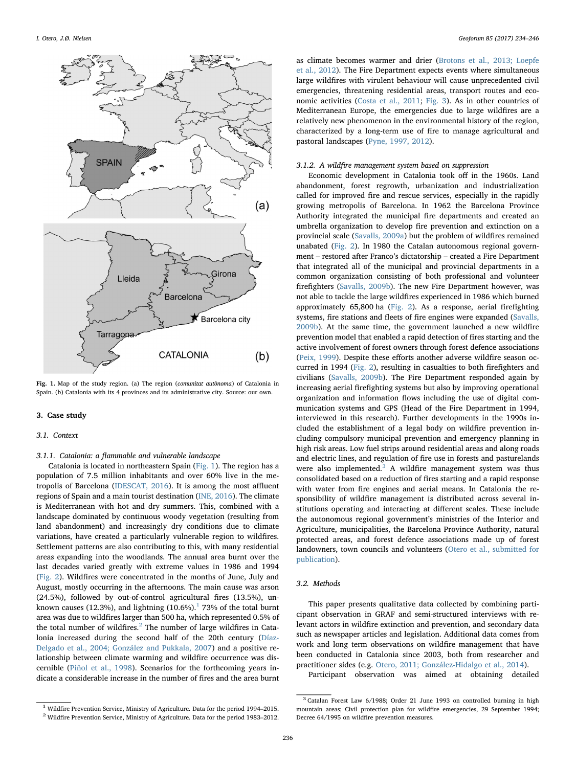**Fig. 1.** Map of the study region. (a) The region (*comunitat autònoma*) of Catalonia in Spain. (b) Catalonia with its 4 provinces and its administrative city. Source: our own.

## 3. Case study

### 3.1. Context

#### 3.1.1. Catalonia: a flammable and vulnerable landscape

Catalonia is located in northeastern Spain (Fig. 1). The region has a population of 7.5 million inhabitants and over 60% live in the metropolis of Barcelona (IDESCAT, 2016). It is among the most affluent regions of Spain and a main tourist destination (INE, 2016). The climate is Mediterranean with hot and dry summers. This, combined with a landscape dominated by continuous woody vegetation (resulting from land abandonment) and increasingly dry conditions due to climate variations, have created a particularly vulnerable region to wildfires. Settlement patterns are also contributing to this, with many residential areas expanding into the woodlands. The annual area burnt over the last decades varied greatly with extreme values in 1986 and 1994 (Fig. 2). Wildfires were concentrated in the months of June, July and August, mostly occurring in the afternoons. The main cause was arson (24.5%), followed by out-of-control agricultural fires (13.5%), unknown causes (12.3%), and lightning (10.6%).[1] 73% of the total burnt area was due to wildfires larger than 500 ha, which represented 0.5% of the total number of wildfires.[2] The number of large wildfires in Catalonia increased during the second half of the 20th century (Díaz-Delgado et al., 2004; González and Pukkala, 2007) and a positive relationship between climate warming and wildfire occurrence was discernible (Piñol et al., 1998). Scenarios for the forthcoming years indicate a considerable increase in the number of fires and the area burnt as climate becomes warmer and drier (Brotons et al., 2013; Loepfe et al., 2012). The Fire Department expects events where simultaneous large wildfires with virulent behaviour will cause unprecedented civil emergencies, threatening residential areas, transport routes and economic activities (Costa et al., 2011; Fig. 3). As in other countries of Mediterranean Europe, the emergencies due to large wildfires are a relatively new phenomenon in the environmental history of the region, characterized by a long-term use of fire to manage agricultural and pastoral landscapes (Pyne, 1997, 2012).

#### 3.1.2. A wildfire management system based on suppression

Economic development in Catalonia took off in the 1960s. Land abandonment, forest regrowth, urbanization and industrialization called for improved fire and rescue services, especially in the rapidly growing metropolis of Barcelona. In 1962 the Barcelona Province Authority integrated the municipal fire departments and created an umbrella organization to develop fire prevention and extinction on a provincial scale (Savalls, 2009a) but the problem of wildfires remained unabated (Fig. 2). In 1980 the Catalan autonomous regional government – restored after Franco's dictatorship – created a Fire Department that integrated all of the municipal and provincial departments in a common organization consisting of both professional and volunteer firefighters (Savalls, 2009b). The new Fire Department however, was not able to tackle the large wildfires experienced in 1986 which burned approximately 65,800 ha (Fig. 2). As a response, aerial firefighting systems, fire stations and fleets of fire engines were expanded (Savalls, 2009b). At the same time, the government launched a new wildfire prevention model that enabled a rapid detection of fires starting and the active involvement of forest owners through forest defence associations (Peix, 1999). Despite these efforts another adverse wildfire season occurred in 1994 (Fig. 2), resulting in casualties to both firefighters and civilians (Savalls, 2009b). The Fire Department responded again by increasing aerial firefighting systems but also by improving operational organization and information flows including the use of digital communication systems and GPS (Head of the Fire Department in 1994, interviewed in this research). Further developments in the 1990s included the establishment of a legal body on wildfire prevention including compulsory municipal prevention and emergency planning in high risk areas. Low fuel strips around residential areas and along roads and electric lines, and regulation of fire use in forests and pasturelands were also implemented.[3] A wildfire management system was thus consolidated based on a reduction of fires starting and a rapid response with water from fire engines and aerial means. In Catalonia the responsibility of wildfire management is distributed across several institutions operating and interacting at different scales. These include the autonomous regional government's ministries of the Interior and Agriculture, municipalities, the Barcelona Province Authority, natural protected areas, and forest defence associations made up of forest landowners, town councils and volunteers (Otero et al., submitted for publication).

### 3.2. Methods

This paper presents qualitative data collected by combining participant observation in GRAF and semi-structured interviews with relevant actors in wildfire extinction and prevention, and secondary data such as newspaper articles and legislation. Additional data comes from work and long term observations on wildfire management that have been conducted in Catalonia since 2003, both from researcher and practitioner sides (e.g. Otero, 2011; González-Hidalgo et al., 2014).

Participant observation was aimed at obtaining detailed

[1] Wildfire Prevention Service, Ministry of Agriculture. Data for the period 1994–2015.

[2] Wildfire Prevention Service, Ministry of Agriculture. Data for the period 1983–2012.

[3] Catalan Forest Law 6/1988; Order 21 June 1993 on controlled burning in high mountain areas; Civil protection plan for wildfire emergencies, 29 September 1994; Decree 64/1995 on wildfire prevention measures.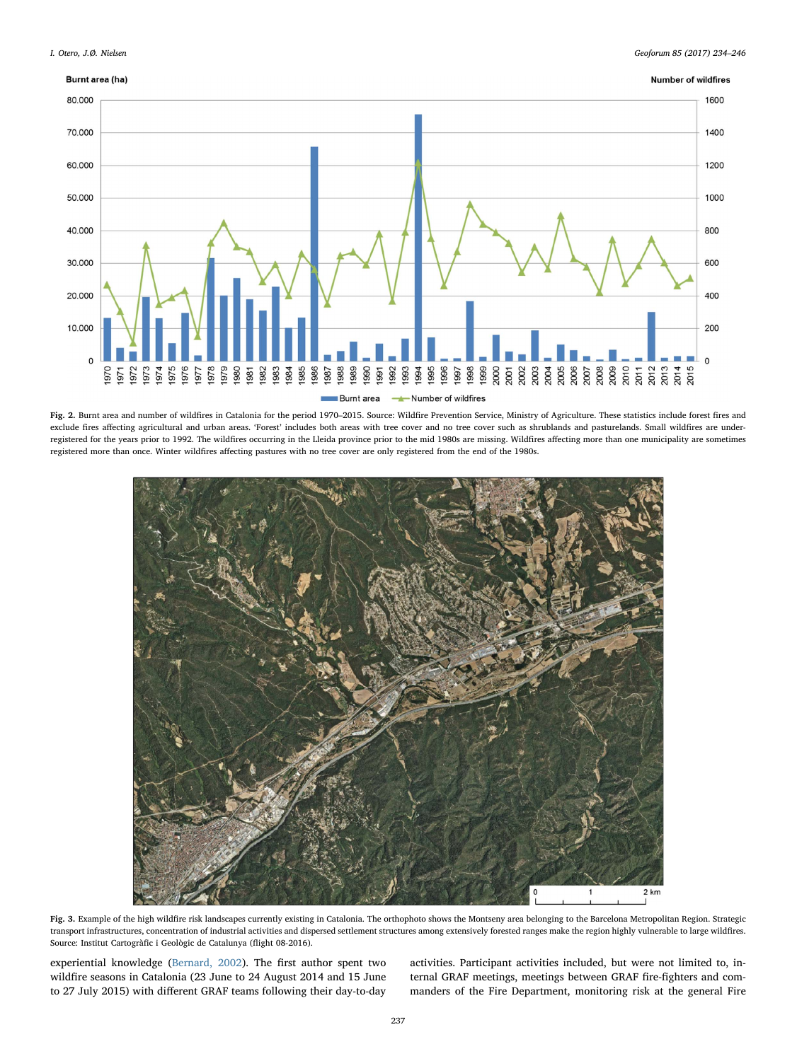**Fig. 2.** Burnt area and number of wildfires in Catalonia for the period 1970–2015. Source: Wildfire Prevention Service, Ministry of Agriculture. These statistics include forest fires and exclude fires affecting agricultural and urban areas. 'Forest' includes both areas with tree cover and no tree cover such as shrublands and pasturelands. Small wildfires are under-registered for the years prior to 1992. The wildfires occurring in the Lleida province prior to the mid 1980s are missing. Wildfires affecting more than one municipality are sometimes registered more than once. Winter wildfires affecting pastures with no tree cover are only registered from the end of the 1980s.

**Fig. 3.** Example of the high wildfire risk landscapes currently existing in Catalonia. The orthophoto shows the Montseny area belonging to the Barcelona Metropolitan Region. Strategic transport infrastructures, concentration of industrial activities and dispersed settlement structures among extensively forested ranges make the region highly vulnerable to large wildfires. Source: Institut Cartogràfic i Geològic de Catalunya (flight 08-2016).

experiential knowledge (Bernard, 2002). The first author spent two wildfire seasons in Catalonia (23 June to 24 August 2014 and 15 June to 27 July 2015) with different GRAF teams following their day-to-day activities. Participant activities included, but were not limited to, internal GRAF meetings, meetings between GRAF fire-fighters and commanders of the Fire Department, monitoring risk at the general Fire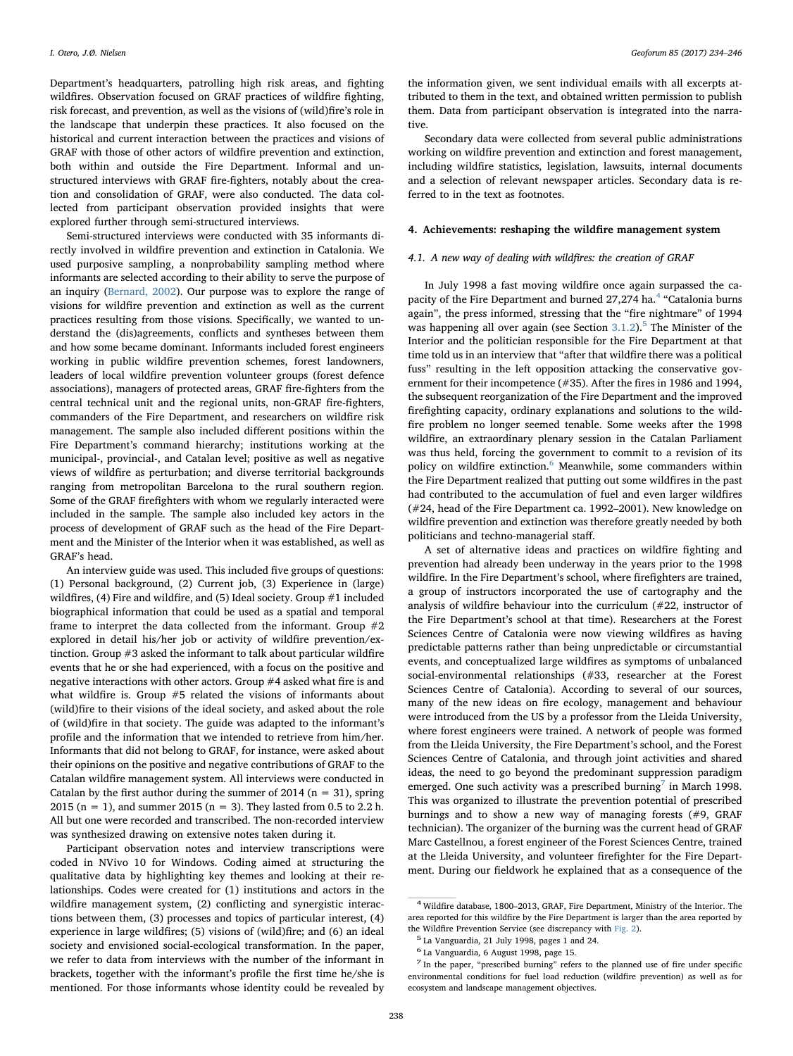Department's headquarters, patrolling high risk areas, and fighting wildfires. Observation focused on GRAF practices of wildfire fighting, risk forecast, and prevention, as well as the visions of (wild)fire's role in the landscape that underpin these practices. It also focused on the historical and current interaction between the practices and visions of GRAF with those of other actors of wildfire prevention and extinction, both within and outside the Fire Department. Informal and unstructured interviews with GRAF fire-fighters, notably about the creation and consolidation of GRAF, were also conducted. The data collected from participant observation provided insights that were explored further through semi-structured interviews.

Semi-structured interviews were conducted with 35 informants directly involved in wildfire prevention and extinction in Catalonia. We used purposive sampling, a nonprobability sampling method where informants are selected according to their ability to serve the purpose of an inquiry (Bernard, 2002). Our purpose was to explore the range of visions for wildfire prevention and extinction as well as the current practices resulting from those visions. Specifically, we wanted to understand the (dis)agreements, conflicts and syntheses between them and how some became dominant. Informants included forest engineers working in public wildfire prevention schemes, forest landowners, leaders of local wildfire prevention volunteer groups (forest defence associations), managers of protected areas, GRAF fire-fighters from the central technical unit and the regional units, non-GRAF fire-fighters, commanders of the Fire Department, and researchers on wildfire risk management. The sample also included different positions within the Fire Department's command hierarchy; institutions working at the municipal-, provincial-, and Catalan level; positive as well as negative views of wildfire as perturbation; and diverse territorial backgrounds ranging from metropolitan Barcelona to the rural southern region. Some of the GRAF firefighters with whom we regularly interacted were included in the sample. The sample also included key actors in the process of development of GRAF such as the head of the Fire Department and the Minister of the Interior when it was established, as well as GRAF's head.

An interview guide was used. This included five groups of questions: (1) Personal background, (2) Current job, (3) Experience in (large) wildfires, (4) Fire and wildfire, and (5) Ideal society. Group #1 included biographical information that could be used as a spatial and temporal frame to interpret the data collected from the informant. Group #2 explored in detail his/her job or activity of wildfire prevention/extinction. Group #3 asked the informant to talk about particular wildfire events that he or she had experienced, with a focus on the positive and negative interactions with other actors. Group #4 asked what fire is and what wildfire is. Group #5 related the visions of informants about (wild)fire to their visions of the ideal society, and asked about the role of (wild)fire in that society. The guide was adapted to the informant's profile and the information that we intended to retrieve from him/her. Informants that did not belong to GRAF, for instance, were asked about their opinions on the positive and negative contributions of GRAF to the Catalan wildfire management system. All interviews were conducted in Catalan by the first author during the summer of 2014 (n = 31), spring 2015 (n = 1), and summer 2015 (n = 3). They lasted from 0.5 to 2.2 h. All but one were recorded and transcribed. The non-recorded interview was synthesized drawing on extensive notes taken during it.

Participant observation notes and interview transcriptions were coded in NVivo 10 for Windows. Coding aimed at structuring the qualitative data by highlighting key themes and looking at their relationships. Codes were created for (1) institutions and actors in the wildfire management system, (2) conflicting and synergistic interactions between them, (3) processes and topics of particular interest, (4) experience in large wildfires; (5) visions of (wild)fire; and (6) an ideal society and envisioned social-ecological transformation. In the paper, we refer to data from interviews with the number of the informant in brackets, together with the informant's profile the first time he/she is mentioned. For those informants whose identity could be revealed by the information given, we sent individual emails with all excerpts attributed to them in the text, and obtained written permission to publish them. Data from participant observation is integrated into the narrative.

Secondary data were collected from several public administrations working on wildfire prevention and extinction and forest management, including wildfire statistics, legislation, lawsuits, internal documents and a selection of relevant newspaper articles. Secondary data is referred to in the text as footnotes.

## 4. Achievements: reshaping the wildfire management system

### 4.1. A new way of dealing with wildfires: the creation of GRAF

In July 1998 a fast moving wildfire once again surpassed the capacity of the Fire Department and burned 27,274 ha.[4] "Catalonia burns again", the press informed, stressing that the "fire nightmare" of 1994 was happening all over again (see Section 3.1.2).[5] The Minister of the Interior and the politician responsible for the Fire Department at that time told us in an interview that "after that wildfire there was a political fuss" resulting in the left opposition attacking the conservative government for their incompetence (#35). After the fires in 1986 and 1994, the subsequent reorganization of the Fire Department and the improved firefighting capacity, ordinary explanations and solutions to the wildfire problem no longer seemed tenable. Some weeks after the 1998 wildfire, an extraordinary plenary session in the Catalan Parliament was thus held, forcing the government to commit to a revision of its policy on wildfire extinction.[6] Meanwhile, some commanders within the Fire Department realized that putting out some wildfires in the past had contributed to the accumulation of fuel and even larger wildfires (#24, head of the Fire Department ca. 1992–2001). New knowledge on wildfire prevention and extinction was therefore greatly needed by both politicians and techno-managerial staff.

A set of alternative ideas and practices on wildfire fighting and prevention had already been underway in the years prior to the 1998 wildfire. In the Fire Department's school, where firefighters are trained, a group of instructors incorporated the use of cartography and the analysis of wildfire behaviour into the curriculum (#22, instructor of the Fire Department's school at that time). Researchers at the Forest Sciences Centre of Catalonia were now viewing wildfires as having predictable patterns rather than being unpredictable or circumstantial events, and conceptualized large wildfires as symptoms of unbalanced social-environmental relationships (#33, researcher at the Forest Sciences Centre of Catalonia). According to several of our sources, many of the new ideas on fire ecology, management and behaviour were introduced from the US by a professor from the Lleida University, where forest engineers were trained. A network of people was formed from the Lleida University, the Fire Department's school, and the Forest Sciences Centre of Catalonia, and through joint activities and shared ideas, the need to go beyond the predominant suppression paradigm emerged. One such activity was a prescribed burning[7] in March 1998. This was organized to illustrate the prevention potential of prescribed burnings and to show a new way of managing forests (#9, GRAF technician). The organizer of the burning was the current head of GRAF Marc Castellnou, a forest engineer of the Forest Sciences Centre, trained at the Lleida University, and volunteer firefighter for the Fire Department. During our fieldwork he explained that as a consequence of the

[4] Wildfire database, 1800–2013, GRAF, Fire Department, Ministry of the Interior. The area reported for this wildfire by the Fire Department is larger than the area reported by the Wildfire Prevention Service (see discrepancy with Fig. 2).

[5] La Vanguardia, 21 July 1998, pages 1 and 24.

[6] La Vanguardia, 6 August 1998, page 15.

[7] In the paper, "prescribed burning" refers to the planned use of fire under specific environmental conditions for fuel load reduction (wildfire prevention) as well as for ecosystem and landscape management objectives.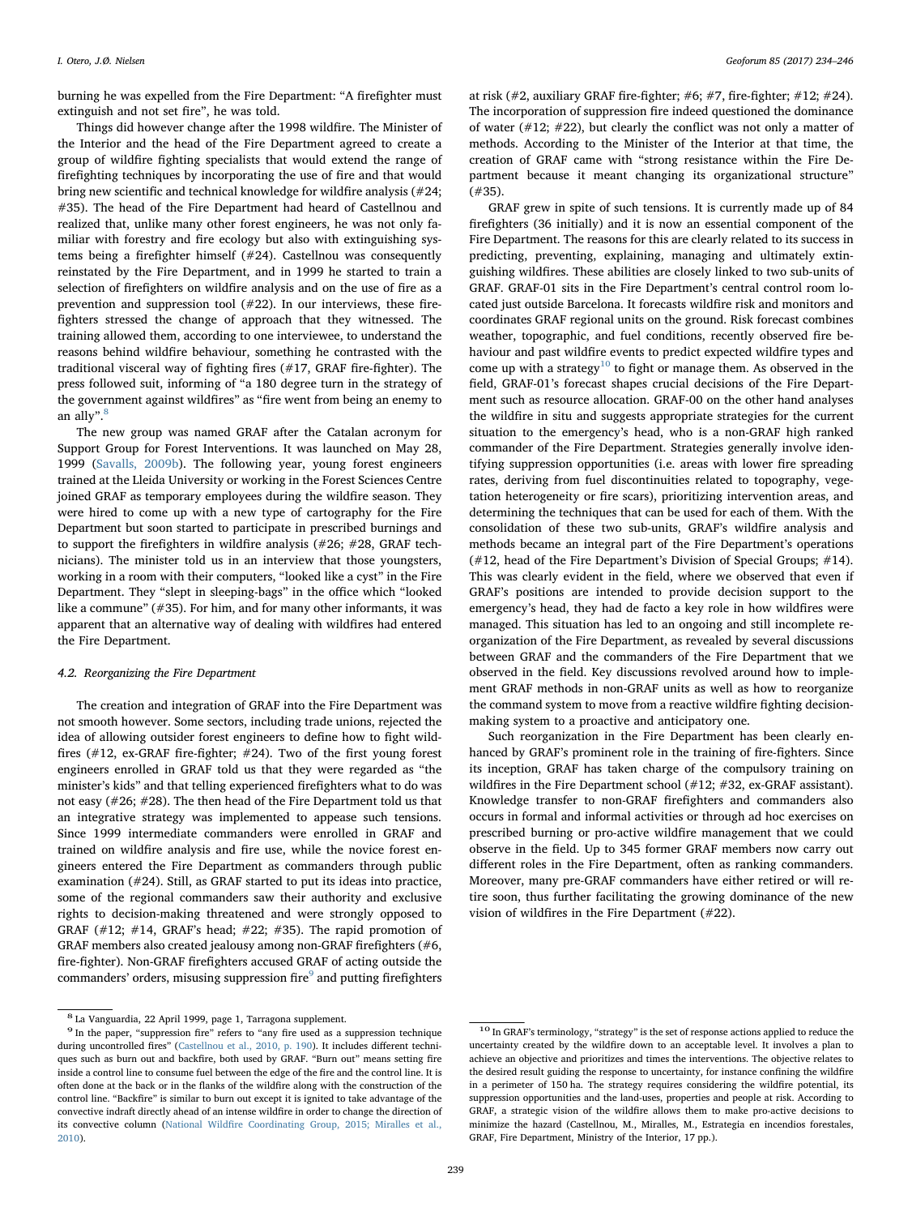burning he was expelled from the Fire Department: "A firefighter must extinguish and not set fire", he was told.

Things did however change after the 1998 wildfire. The Minister of the Interior and the head of the Fire Department agreed to create a group of wildfire fighting specialists that would extend the range of firefighting techniques by incorporating the use of fire and that would bring new scientific and technical knowledge for wildfire analysis (#24; #35). The head of the Fire Department had heard of Castellnou and realized that, unlike many other forest engineers, he was not only familiar with forestry and fire ecology but also with extinguishing systems being a firefighter himself (#24). Castellnou was consequently reinstated by the Fire Department, and in 1999 he started to train a selection of firefighters on wildfire analysis and on the use of fire as a prevention and suppression tool (#22). In our interviews, these firefighters stressed the change of approach that they witnessed. The training allowed them, according to one interviewee, to understand the reasons behind wildfire behaviour, something he contrasted with the traditional visceral way of fighting fires (#17, GRAF fire-fighter). The press followed suit, informing of "a 180 degree turn in the strategy of the government against wildfires" as "fire went from being an enemy to an ally".[8]

The new group was named GRAF after the Catalan acronym for Support Group for Forest Interventions. It was launched on May 28, 1999 (Savalls, 2009b). The following year, young forest engineers trained at the Lleida University or working in the Forest Sciences Centre joined GRAF as temporary employees during the wildfire season. They were hired to come up with a new type of cartography for the Fire Department but soon started to participate in prescribed burnings and to support the firefighters in wildfire analysis (#26; #28, GRAF technicians). The minister told us in an interview that those youngsters, working in a room with their computers, "looked like a cyst" in the Fire Department. They "slept in sleeping-bags" in the office which "looked like a commune" (#35). For him, and for many other informants, it was apparent that an alternative way of dealing with wildfires had entered the Fire Department.

### 4.2. Reorganizing the Fire Department

The creation and integration of GRAF into the Fire Department was not smooth however. Some sectors, including trade unions, rejected the idea of allowing outsider forest engineers to define how to fight wildfires (#12, ex-GRAF fire-fighter; #24). Two of the first young forest engineers enrolled in GRAF told us that they were regarded as "the minister's kids" and that telling experienced firefighters what to do was not easy (#26; #28). The then head of the Fire Department told us that an integrative strategy was implemented to appease such tensions. Since 1999 intermediate commanders were enrolled in GRAF and trained on wildfire analysis and fire use, while the novice forest engineers entered the Fire Department as commanders through public examination (#24). Still, as GRAF started to put its ideas into practice, some of the regional commanders saw their authority and exclusive rights to decision-making threatened and were strongly opposed to GRAF (#12; #14, GRAF's head; #22; #35). The rapid promotion of GRAF members also created jealousy among non-GRAF firefighters (#6, fire-fighter). Non-GRAF firefighters accused GRAF of acting outside the commanders' orders, misusing suppression fire[9] and putting firefighters at risk (#2, auxiliary GRAF fire-fighter; #6; #7, fire-fighter; #12; #24). The incorporation of suppression fire indeed questioned the dominance of water (#12; #22), but clearly the conflict was not only a matter of methods. According to the Minister of the Interior at that time, the creation of GRAF came with "strong resistance within the Fire Department because it meant changing its organizational structure" (#35).

GRAF grew in spite of such tensions. It is currently made up of 84 firefighters (36 initially) and it is now an essential component of the Fire Department. The reasons for this are clearly related to its success in predicting, preventing, explaining, managing and ultimately extinguishing wildfires. These abilities are closely linked to two sub-units of GRAF. GRAF-01 sits in the Fire Department's central control room located just outside Barcelona. It forecasts wildfire risk and monitors and coordinates GRAF regional units on the ground. Risk forecast combines weather, topographic, and fuel conditions, recently observed fire behaviour and past wildfire events to predict expected wildfire types and come up with a strategy[10] to fight or manage them. As observed in the field, GRAF-01's forecast shapes crucial decisions of the Fire Department such as resource allocation. GRAF-00 on the other hand analyses the wildfire in situ and suggests appropriate strategies for the current situation to the emergency's head, who is a non-GRAF high ranked commander of the Fire Department. Strategies generally involve identifying suppression opportunities (i.e. areas with lower fire spreading rates, deriving from fuel discontinuities related to topography, vegetation heterogeneity or fire scars), prioritizing intervention areas, and determining the techniques that can be used for each of them. With the consolidation of these two sub-units, GRAF's wildfire analysis and methods became an integral part of the Fire Department's operations (#12, head of the Fire Department's Division of Special Groups; #14). This was clearly evident in the field, where we observed that even if GRAF's positions are intended to provide decision support to the emergency's head, they had de facto a key role in how wildfires were managed. This situation has led to an ongoing and still incomplete reorganization of the Fire Department, as revealed by several discussions between GRAF and the commanders of the Fire Department that we observed in the field. Key discussions revolved around how to implement GRAF methods in non-GRAF units as well as how to reorganize the command system to move from a reactive wildfire fighting decision-making system to a proactive and anticipatory one.

Such reorganization in the Fire Department has been clearly enhanced by GRAF's prominent role in the training of fire-fighters. Since its inception, GRAF has taken charge of the compulsory training on wildfires in the Fire Department school (#12; #32, ex-GRAF assistant). Knowledge transfer to non-GRAF firefighters and commanders also occurs in formal and informal activities or through ad hoc exercises on prescribed burning or pro-active wildfire management that we could observe in the field. Up to 345 former GRAF members now carry out different roles in the Fire Department, often as ranking commanders. Moreover, many pre-GRAF commanders have either retired or will retire soon, thus further facilitating the growing dominance of the new vision of wildfires in the Fire Department (#22).

---

[8] La Vanguardia, 22 April 1999, page 1, Tarragona supplement.

[9] In the paper, "suppression fire" refers to "any fire used as a suppression technique during uncontrolled fires" (Castellnou et al., 2010, p. 190). It includes different techniques such as burn out and backfire, both used by GRAF. "Burn out" means setting fire inside a control line to consume fuel between the edge of the fire and the control line. It is often done at the back or in the flanks of the wildfire along with the construction of the control line. "Backfire" is similar to burn out except it is ignited to take advantage of the convective indraft directly ahead of an intense wildfire in order to change the direction of its convective column (National Wildfire Coordinating Group, 2015; Miralles et al., 2010).

[10] In GRAF's terminology, "strategy" is the set of response actions applied to reduce the uncertainty created by the wildfire down to an acceptable level. It involves a plan to achieve an objective and prioritizes and times the interventions. The objective relates to the desired result guiding the response to uncertainty, for instance confining the wildfire in a perimeter of 150 ha. The strategy requires considering the wildfire potential, its suppression opportunities and the land-uses, properties and people at risk. According to GRAF, a strategic vision of the wildfire allows them to make pro-active decisions to minimize the hazard (Castellnou, M., Miralles, M., Estrategia en incendios forestales, GRAF, Fire Department, Ministry of the Interior, 17 pp.).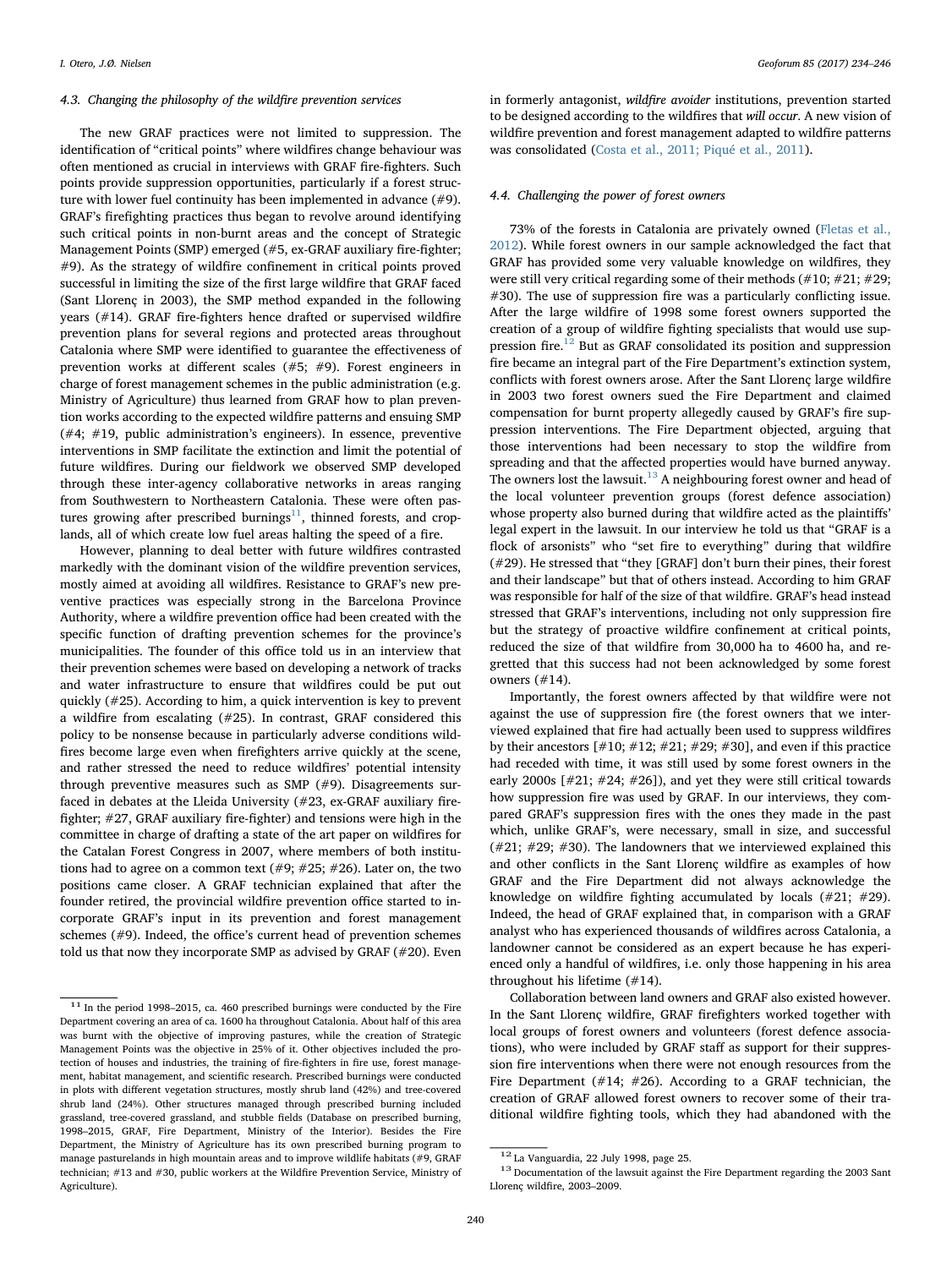### 4.3. Changing the philosophy of the wildfire prevention services

The new GRAF practices were not limited to suppression. The identification of "critical points" where wildfires change behaviour was often mentioned as crucial in interviews with GRAF fire-fighters. Such points provide suppression opportunities, particularly if a forest structure with lower fuel continuity has been implemented in advance (#9). GRAF's firefighting practices thus began to revolve around identifying such critical points in non-burnt areas and the concept of Strategic Management Points (SMP) emerged (#5, ex-GRAF auxiliary fire-fighter; #9). As the strategy of wildfire confinement in critical points proved successful in limiting the size of the first large wildfire that GRAF faced (Sant Llorenç in 2003), the SMP method expanded in the following years (#14). GRAF fire-fighters hence drafted or supervised wildfire prevention plans for several regions and protected areas throughout Catalonia where SMP were identified to guarantee the effectiveness of prevention works at different scales (#5; #9). Forest engineers in charge of forest management schemes in the public administration (e.g. Ministry of Agriculture) thus learned from GRAF how to plan prevention works according to the expected wildfire patterns and ensuing SMP (#4; #19, public administration's engineers). In essence, preventive interventions in SMP facilitate the extinction and limit the potential of future wildfires. During our fieldwork we observed SMP developed through these inter-agency collaborative networks in areas ranging from Southwestern to Northeastern Catalonia. These were often pastures growing after prescribed burnings[11], thinned forests, and croplands, all of which create low fuel areas halting the speed of a fire.

However, planning to deal better with future wildfires contrasted markedly with the dominant vision of the wildfire prevention services, mostly aimed at avoiding all wildfires. Resistance to GRAF's new preventive practices was especially strong in the Barcelona Province Authority, where a wildfire prevention office had been created with the specific function of drafting prevention schemes for the province's municipalities. The founder of this office told us in an interview that their prevention schemes were based on developing a network of tracks and water infrastructure to ensure that wildfires could be put out quickly (#25). According to him, a quick intervention is key to prevent a wildfire from escalating (#25). In contrast, GRAF considered this policy to be nonsense because in particularly adverse conditions wildfires become large even when firefighters arrive quickly at the scene, and rather stressed the need to reduce wildfires' potential intensity through preventive measures such as SMP (#9). Disagreements surfaced in debates at the Lleida University (#23, ex-GRAF auxiliary fire-fighter; #27, GRAF auxiliary fire-fighter) and tensions were high in the committee in charge of drafting a state of the art paper on wildfires for the Catalan Forest Congress in 2007, where members of both institutions had to agree on a common text (#9; #25; #26). Later on, the two positions came closer. A GRAF technician explained that after the founder retired, the provincial wildfire prevention office started to incorporate GRAF's input in its prevention and forest management schemes (#9). Indeed, the office's current head of prevention schemes told us that now they incorporate SMP as advised by GRAF (#20). Even in formerly antagonist, *wildfire avoider* institutions, prevention started to be designed according to the wildfires that *will occur*. A new vision of wildfire prevention and forest management adapted to wildfire patterns was consolidated (Costa et al., 2011; Piqué et al., 2011).

### 4.4. Challenging the power of forest owners

73% of the forests in Catalonia are privately owned (Fletas et al., 2012). While forest owners in our sample acknowledged the fact that GRAF has provided some very valuable knowledge on wildfires, they were still very critical regarding some of their methods (#10; #21; #29; #30). The use of suppression fire was a particularly conflicting issue. After the large wildfire of 1998 some forest owners supported the creation of a group of wildfire fighting specialists that would use suppression fire.[12] But as GRAF consolidated its position and suppression fire became an integral part of the Fire Department's extinction system, conflicts with forest owners arose. After the Sant Llorenç large wildfire in 2003 two forest owners sued the Fire Department and claimed compensation for burnt property allegedly caused by GRAF's fire suppression interventions. The Fire Department objected, arguing that those interventions had been necessary to stop the wildfire from spreading and that the affected properties would have burned anyway. The owners lost the lawsuit.[13] A neighbouring forest owner and head of the local volunteer prevention groups (forest defence association) whose property also burned during that wildfire acted as the plaintiffs' legal expert in the lawsuit. In our interview he told us that "GRAF is a flock of arsonists" who "set fire to everything" during that wildfire (#29). He stressed that "they [GRAF] don't burn their pines, their forest and their landscape" but that of others instead. According to him GRAF was responsible for half of the size of that wildfire. GRAF's head instead stressed that GRAF's interventions, including not only suppression fire but the strategy of proactive wildfire confinement at critical points, reduced the size of that wildfire from 30,000 ha to 4600 ha, and regretted that this success had not been acknowledged by some forest owners (#14).

Importantly, the forest owners affected by that wildfire were not against the use of suppression fire (the forest owners that we interviewed explained that fire had actually been used to suppress wildfires by their ancestors [#10; #12; #21; #29; #30], and even if this practice had receded with time, it was still used by some forest owners in the early 2000s [#21; #24; #26]), and yet they were still critical towards how suppression fire was used by GRAF. In our interviews, they compared GRAF's suppression fires with the ones they made in the past which, unlike GRAF's, were necessary, small in size, and successful (#21; #29; #30). The landowners that we interviewed explained this and other conflicts in the Sant Llorenç wildfire as examples of how GRAF and the Fire Department did not always acknowledge the knowledge on wildfire fighting accumulated by locals (#21; #29). Indeed, the head of GRAF explained that, in comparison with a GRAF analyst who has experienced thousands of wildfires across Catalonia, a landowner cannot be considered as an expert because he has experienced only a handful of wildfires, i.e. only those happening in his area throughout his lifetime (#14).

Collaboration between land owners and GRAF also existed however. In the Sant Llorenç wildfire, GRAF firefighters worked together with local groups of forest owners and volunteers (forest defence associations), who were included by GRAF staff as support for their suppression fire interventions when there were not enough resources from the Fire Department (#14; #26). According to a GRAF technician, the creation of GRAF allowed forest owners to recover some of their traditional wildfire fighting tools, which they had abandoned with the

---

[11] In the period 1998–2015, ca. 460 prescribed burnings were conducted by the Fire Department covering an area of ca. 1600 ha throughout Catalonia. About half of this area was burnt with the objective of improving pastures, while the creation of Strategic Management Points was the objective in 25% of it. Other objectives included the protection of houses and industries, the training of fire-fighters in fire use, forest management, habitat management, and scientific research. Prescribed burnings were conducted in plots with different vegetation structures, mostly shrub land (42%) and tree-covered shrub land (24%). Other structures managed through prescribed burning included grassland, tree-covered grassland, and stubble fields (Database on prescribed burning, 1998–2015, GRAF, Fire Department, Ministry of the Interior). Besides the Fire Department, the Ministry of Agriculture has its own prescribed burning program to manage pasturelands in high mountain areas and to improve wildlife habitats (#9, GRAF technician; #13 and #30, public workers at the Wildfire Prevention Service, Ministry of Agriculture).

[12] La Vanguardia, 22 July 1998, page 25.

[13] Documentation of the lawsuit against the Fire Department regarding the 2003 Sant Llorenç wildfire, 2003–2009.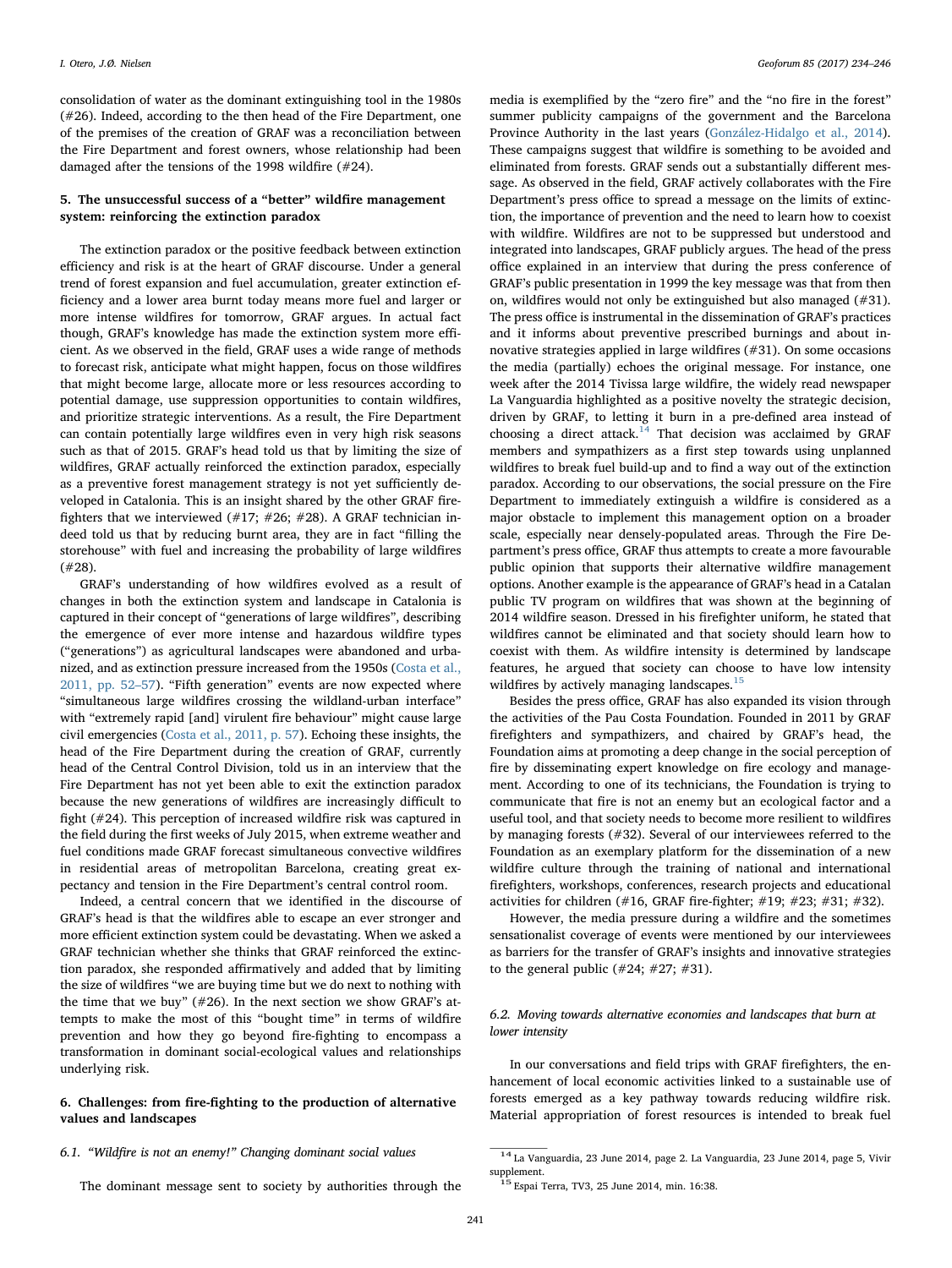consolidation of water as the dominant extinguishing tool in the 1980s (#26). Indeed, according to the then head of the Fire Department, one of the premises of the creation of GRAF was a reconciliation between the Fire Department and forest owners, whose relationship had been damaged after the tensions of the 1998 wildfire (#24).

## 5. The unsuccessful success of a "better" wildfire management system: reinforcing the extinction paradox

The extinction paradox or the positive feedback between extinction efficiency and risk is at the heart of GRAF discourse. Under a general trend of forest expansion and fuel accumulation, greater extinction efficiency and a lower area burnt today means more fuel and larger or more intense wildfires for tomorrow, GRAF argues. In actual fact though, GRAF's knowledge has made the extinction system more efficient. As we observed in the field, GRAF uses a wide range of methods to forecast risk, anticipate what might happen, focus on those wildfires that might become large, allocate more or less resources according to potential damage, use suppression opportunities to contain wildfires, and prioritize strategic interventions. As a result, the Fire Department can contain potentially large wildfires even in very high risk seasons such as that of 2015. GRAF's head told us that by limiting the size of wildfires, GRAF actually reinforced the extinction paradox, especially as a preventive forest management strategy is not yet sufficiently developed in Catalonia. This is an insight shared by the other GRAF firefighters that we interviewed (#17; #26; #28). A GRAF technician indeed told us that by reducing burnt area, they are in fact "filling the storehouse" with fuel and increasing the probability of large wildfires (#28).

GRAF's understanding of how wildfires evolved as a result of changes in both the extinction system and landscape in Catalonia is captured in their concept of "generations of large wildfires", describing the emergence of ever more intense and hazardous wildfire types ("generations") as agricultural landscapes were abandoned and urbanized, and as extinction pressure increased from the 1950s (Costa et al., 2011, pp. 52–57). "Fifth generation" events are now expected where "simultaneous large wildfires crossing the wildland-urban interface" with "extremely rapid [and] virulent fire behaviour" might cause large civil emergencies (Costa et al., 2011, p. 57). Echoing these insights, the head of the Fire Department during the creation of GRAF, currently head of the Central Control Division, told us in an interview that the Fire Department has not yet been able to exit the extinction paradox because the new generations of wildfires are increasingly difficult to fight (#24). This perception of increased wildfire risk was captured in the field during the first weeks of July 2015, when extreme weather and fuel conditions made GRAF forecast simultaneous convective wildfires in residential areas of metropolitan Barcelona, creating great expectancy and tension in the Fire Department's central control room.

Indeed, a central concern that we identified in the discourse of GRAF's head is that the wildfires able to escape an ever stronger and more efficient extinction system could be devastating. When we asked a GRAF technician whether she thinks that GRAF reinforced the extinction paradox, she responded affirmatively and added that by limiting the size of wildfires "we are buying time but we do next to nothing with the time that we buy" (#26). In the next section we show GRAF's attempts to make the most of this "bought time" in terms of wildfire prevention and how they go beyond fire-fighting to encompass a transformation in dominant social-ecological values and relationships underlying risk.

## 6. Challenges: from fire-fighting to the production of alternative values and landscapes

### 6.1. "Wildfire is not an enemy!" Changing dominant social values

The dominant message sent to society by authorities through the media is exemplified by the "zero fire" and the "no fire in the forest" summer publicity campaigns of the government and the Barcelona Province Authority in the last years (González-Hidalgo et al., 2014). These campaigns suggest that wildfire is something to be avoided and eliminated from forests. GRAF sends out a substantially different message. As observed in the field, GRAF actively collaborates with the Fire Department's press office to spread a message on the limits of extinction, the importance of prevention and the need to learn how to coexist with wildfire. Wildfires are not to be suppressed but understood and integrated into landscapes, GRAF publicly argues. The head of the press office explained in an interview that during the press conference of GRAF's public presentation in 1999 the key message was that from then on, wildfires would not only be extinguished but also managed (#31). The press office is instrumental in the dissemination of GRAF's practices and it informs about preventive prescribed burnings and about innovative strategies applied in large wildfires (#31). On some occasions the media (partially) echoes the original message. For instance, one week after the 2014 Tivissa large wildfire, the widely read newspaper La Vanguardia highlighted as a positive novelty the strategic decision, driven by GRAF, to letting it burn in a pre-defined area instead of choosing a direct attack.[14] That decision was acclaimed by GRAF members and sympathizers as a first step towards using unplanned wildfires to break fuel build-up and to find a way out of the extinction paradox. According to our observations, the social pressure on the Fire Department to immediately extinguish a wildfire is considered as a major obstacle to implement this management option on a broader scale, especially near densely-populated areas. Through the Fire Department's press office, GRAF thus attempts to create a more favourable public opinion that supports their alternative wildfire management options. Another example is the appearance of GRAF's head in a Catalan public TV program on wildfires that was shown at the beginning of 2014 wildfire season. Dressed in his firefighter uniform, he stated that wildfires cannot be eliminated and that society should learn how to coexist with them. As wildfire intensity is determined by landscape features, he argued that society can choose to have low intensity wildfires by actively managing landscapes.[15]

Besides the press office, GRAF has also expanded its vision through the activities of the Pau Costa Foundation. Founded in 2011 by GRAF firefighters and sympathizers, and chaired by GRAF's head, the Foundation aims at promoting a deep change in the social perception of fire by disseminating expert knowledge on fire ecology and management. According to one of its technicians, the Foundation is trying to communicate that fire is not an enemy but an ecological factor and a useful tool, and that society needs to become more resilient to wildfires by managing forests (#32). Several of our interviewees referred to the Foundation as an exemplary platform for the dissemination of a new wildfire culture through the training of national and international firefighters, workshops, conferences, research projects and educational activities for children (#16, GRAF fire-fighter; #19; #23; #31; #32).

However, the media pressure during a wildfire and the sometimes sensationalist coverage of events were mentioned by our interviewees as barriers for the transfer of GRAF's insights and innovative strategies to the general public (#24; #27; #31).

### 6.2. Moving towards alternative economies and landscapes that burn at lower intensity

In our conversations and field trips with GRAF firefighters, the enhancement of local economic activities linked to a sustainable use of forests emerged as a key pathway towards reducing wildfire risk. Material appropriation of forest resources is intended to break fuel

[14] La Vanguardia, 23 June 2014, page 2. La Vanguardia, 23 June 2014, page 5, Vivir supplement.

[15] Espai Terra, TV3, 25 June 2014, min. 16:38.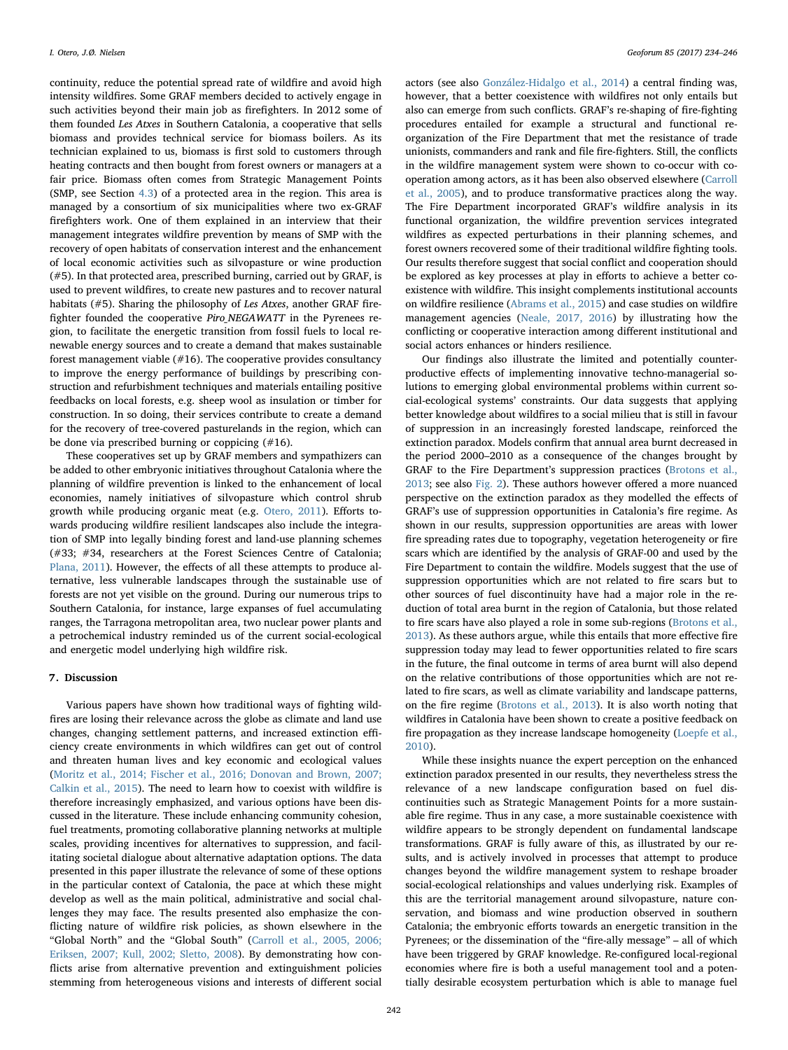continuity, reduce the potential spread rate of wildfire and avoid high intensity wildfires. Some GRAF members decided to actively engage in such activities beyond their main job as firefighters. In 2012 some of them founded *Les Atxes* in Southern Catalonia, a cooperative that sells biomass and provides technical service for biomass boilers. As its technician explained to us, biomass is first sold to customers through heating contracts and then bought from forest owners or managers at a fair price. Biomass often comes from Strategic Management Points (SMP, see Section 4.3) of a protected area in the region. This area is managed by a consortium of six municipalities where two ex-GRAF firefighters work. One of them explained in an interview that their management integrates wildfire prevention by means of SMP with the recovery of open habitats of conservation interest and the enhancement of local economic activities such as silvopasture or wine production (#5). In that protected area, prescribed burning, carried out by GRAF, is used to prevent wildfires, to create new pastures and to recover natural habitats (#5). Sharing the philosophy of *Les Atxes*, another GRAF firefighter founded the cooperative *Piro_NEGAWATT* in the Pyrenees region, to facilitate the energetic transition from fossil fuels to local renewable energy sources and to create a demand that makes sustainable forest management viable (#16). The cooperative provides consultancy to improve the energy performance of buildings by prescribing construction and refurbishment techniques and materials entailing positive feedbacks on local forests, e.g. sheep wool as insulation or timber for construction. In so doing, their services contribute to create a demand for the recovery of tree-covered pasturelands in the region, which can be done via prescribed burning or coppicing (#16).

These cooperatives set up by GRAF members and sympathizers can be added to other embryonic initiatives throughout Catalonia where the planning of wildfire prevention is linked to the enhancement of local economies, namely initiatives of silvopasture which control shrub growth while producing organic meat (e.g. Otero, 2011). Efforts towards producing wildfire resilient landscapes also include the integration of SMP into legally binding forest and land-use planning schemes (#33; #34, researchers at the Forest Sciences Centre of Catalonia; Plana, 2011). However, the effects of all these attempts to produce alternative, less vulnerable landscapes through the sustainable use of forests are not yet visible on the ground. During our numerous trips to Southern Catalonia, for instance, large expanses of fuel accumulating ranges, the Tarragona metropolitan area, two nuclear power plants and a petrochemical industry reminded us of the current social-ecological and energetic model underlying high wildfire risk.

## 7. Discussion

Various papers have shown how traditional ways of fighting wildfires are losing their relevance across the globe as climate and land use changes, changing settlement patterns, and increased extinction efficiency create environments in which wildfires can get out of control and threaten human lives and key economic and ecological values (Moritz et al., 2014; Fischer et al., 2016; Donovan and Brown, 2007; Calkin et al., 2015). The need to learn how to coexist with wildfire is therefore increasingly emphasized, and various options have been discussed in the literature. These include enhancing community cohesion, fuel treatments, promoting collaborative planning networks at multiple scales, providing incentives for alternatives to suppression, and facilitating societal dialogue about alternative adaptation options. The data presented in this paper illustrate the relevance of some of these options in the particular context of Catalonia, the pace at which these might develop as well as the main political, administrative and social challenges they may face. The results presented also emphasize the conflicting nature of wildfire risk policies, as shown elsewhere in the "Global North" and the "Global South" (Carroll et al., 2005, 2006; Eriksen, 2007; Kull, 2002; Sletto, 2008). By demonstrating how conflicts arise from alternative prevention and extinguishment policies stemming from heterogeneous visions and interests of different social actors (see also González-Hidalgo et al., 2014) a central finding was, however, that a better coexistence with wildfires not only entails but also can emerge from such conflicts. GRAF's re-shaping of fire-fighting procedures entailed for example a structural and functional re-organization of the Fire Department that met the resistance of trade unionists, commanders and rank and file fire-fighters. Still, the conflicts in the wildfire management system were shown to co-occur with co-operation among actors, as it has been also observed elsewhere (Carroll et al., 2005), and to produce transformative practices along the way. The Fire Department incorporated GRAF's wildfire analysis in its functional organization, the wildfire prevention services integrated wildfires as expected perturbations in their planning schemes, and forest owners recovered some of their traditional wildfire fighting tools. Our results therefore suggest that social conflict and cooperation should be explored as key processes at play in efforts to achieve a better co-existence with wildfire. This insight complements institutional accounts on wildfire resilience (Abrams et al., 2015) and case studies on wildfire management agencies (Neale, 2017, 2016) by illustrating how the conflicting or cooperative interaction among different institutional and social actors enhances or hinders resilience.

Our findings also illustrate the limited and potentially counter-productive effects of implementing innovative techno-managerial solutions to emerging global environmental problems within current social-ecological systems' constraints. Our data suggests that applying better knowledge about wildfires to a social milieu that is still in favour of suppression in an increasingly forested landscape, reinforced the extinction paradox. Models confirm that annual area burnt decreased in the period 2000–2010 as a consequence of the changes brought by GRAF to the Fire Department's suppression practices (Brotons et al., 2013; see also Fig. 2). These authors however offered a more nuanced perspective on the extinction paradox as they modelled the effects of GRAF's use of suppression opportunities in Catalonia's fire regime. As shown in our results, suppression opportunities are areas with lower fire spreading rates due to topography, vegetation heterogeneity or fire scars which are identified by the analysis of GRAF-00 and used by the Fire Department to contain the wildfire. Models suggest that the use of suppression opportunities which are not related to fire scars but to other sources of fuel discontinuity have had a major role in the reduction of total area burnt in the region of Catalonia, but those related to fire scars have also played a role in some sub-regions (Brotons et al., 2013). As these authors argue, while this entails that more effective fire suppression today may lead to fewer opportunities related to fire scars in the future, the final outcome in terms of area burnt will also depend on the relative contributions of those opportunities which are not related to fire scars, as well as climate variability and landscape patterns, on the fire regime (Brotons et al., 2013). It is also worth noting that wildfires in Catalonia have been shown to create a positive feedback on fire propagation as they increase landscape homogeneity (Loepfe et al., 2010).

While these insights nuance the expert perception on the enhanced extinction paradox presented in our results, they nevertheless stress the relevance of a new landscape configuration based on fuel discontinuities such as Strategic Management Points for a more sustainable fire regime. Thus in any case, a more sustainable coexistence with wildfire appears to be strongly dependent on fundamental landscape transformations. GRAF is fully aware of this, as illustrated by our results, and is actively involved in processes that attempt to produce changes beyond the wildfire management system to reshape broader social-ecological relationships and values underlying risk. Examples of this are the territorial management around silvopasture, nature conservation, and biomass and wine production observed in southern Catalonia; the embryonic efforts towards an energetic transition in the Pyrenees; or the dissemination of the "fire-ally message" – all of which have been triggered by GRAF knowledge. Re-configured local-regional economies where fire is both a useful management tool and a potentially desirable ecosystem perturbation which is able to manage fuel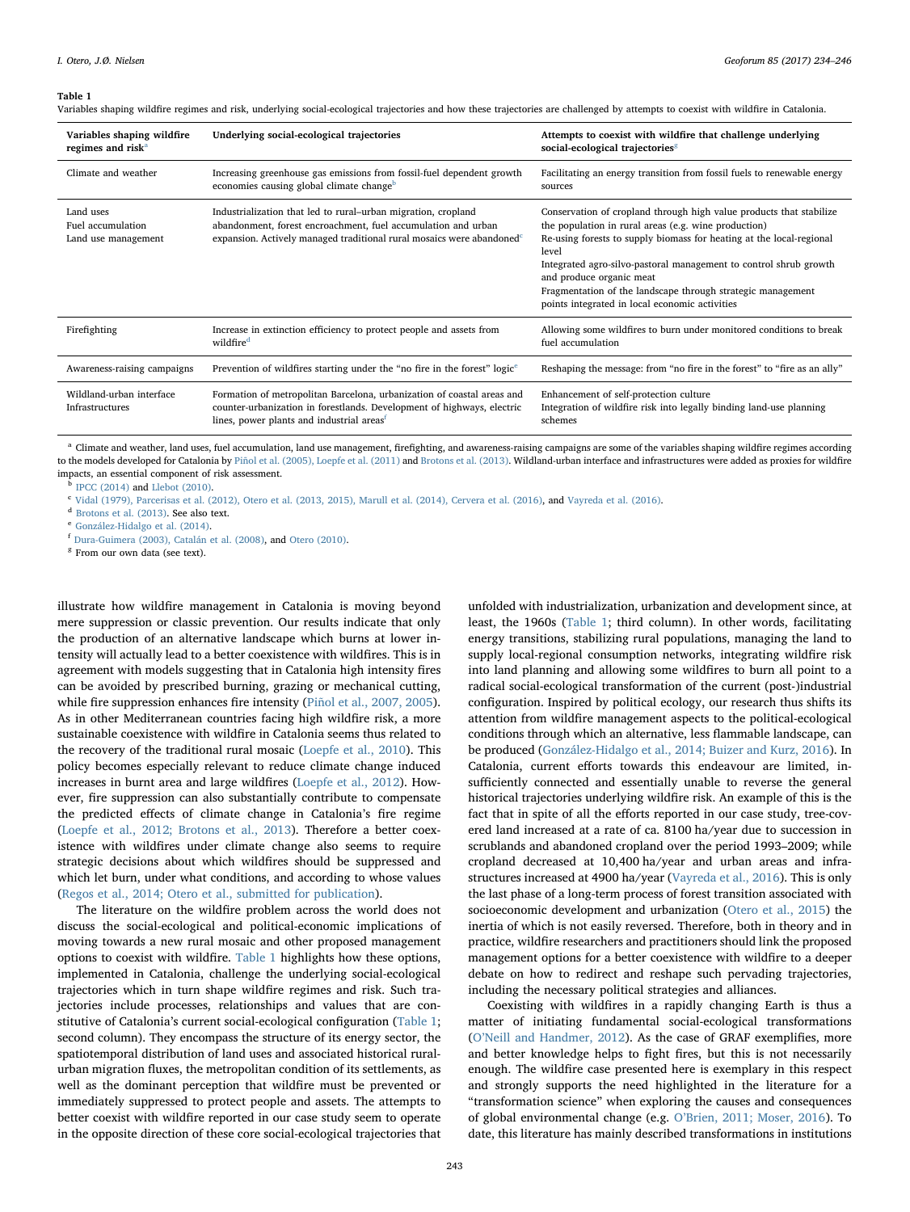**Table 1**
Variables shaping wildfire regimes and risk, underlying social-ecological trajectories and how these trajectories are challenged by attempts to coexist with wildfire in Catalonia.

| Variables shaping wildfire regimes and risk[a] | Underlying social-ecological trajectories | Attempts to coexist with wildfire that challenge underlying social-ecological trajectories[g] |
|---|---|---|
| Climate and weather | Increasing greenhouse gas emissions from fossil-fuel dependent growth economies causing global climate change[b] | Facilitating an energy transition from fossil fuels to renewable energy sources |
| Land uses<br>Fuel accumulation<br>Land use management | Industrialization that led to rural–urban migration, cropland abandonment, forest encroachment, fuel accumulation and urban expansion. Actively managed traditional rural mosaics were abandoned[c] | Conservation of cropland through high value products that stabilize the population in rural areas (e.g. wine production)<br>Re-using forests to supply biomass for heating at the local-regional level<br>Integrated agro-silvo-pastoral management to control shrub growth and produce organic meat<br>Fragmentation of the landscape through strategic management points integrated in local economic activities |
| Firefighting | Increase in extinction efficiency to protect people and assets from wildfire[d] | Allowing some wildfires to burn under monitored conditions to break fuel accumulation |
| Awareness-raising campaigns | Prevention of wildfires starting under the "no fire in the forest" logic[e] | Reshaping the message: from "no fire in the forest" to "fire as an ally" |
| Wildland-urban interface<br>Infrastructures | Formation of metropolitan Barcelona, urbanization of coastal areas and counter-urbanization in forestlands. Development of highways, electric lines, power plants and industrial areas[f] | Enhancement of self-protection culture<br>Integration of wildfire risk into legally binding land-use planning schemes |

[a] Climate and weather, land uses, fuel accumulation, land use management, firefighting, and awareness-raising campaigns are some of the variables shaping wildfire regimes according to the models developed for Catalonia by Piñol et al. (2005), Loepfe et al. (2011) and Brotons et al. (2013). Wildland-urban interface and infrastructures were added as proxies for wildfire impacts, an essential component of risk assessment.

[b] IPCC (2014) and Llebot (2010).

[c] Vidal (1979), Parcerisas et al. (2012), Otero et al. (2013, 2015), Marull et al. (2014), Cervera et al. (2016), and Vayreda et al. (2016).

[d] Brotons et al. (2013). See also text.

[e] González-Hidalgo et al. (2014).

[f] Dura-Guimera (2003), Catalán et al. (2008), and Otero (2010).

[g] From our own data (see text).

illustrate how wildfire management in Catalonia is moving beyond mere suppression or classic prevention. Our results indicate that only the production of an alternative landscape which burns at lower intensity will actually lead to a better coexistence with wildfires. This is in agreement with models suggesting that in Catalonia high intensity fires can be avoided by prescribed burning, grazing or mechanical cutting, while fire suppression enhances fire intensity (Piñol et al., 2007, 2005). As in other Mediterranean countries facing high wildfire risk, a more sustainable coexistence with wildfire in Catalonia seems thus related to the recovery of the traditional rural mosaic (Loepfe et al., 2010). This policy becomes especially relevant to reduce climate change induced increases in burnt area and large wildfires (Loepfe et al., 2012). However, fire suppression can also substantially contribute to compensate the predicted effects of climate change in Catalonia's fire regime (Loepfe et al., 2012; Brotons et al., 2013). Therefore a better coexistence with wildfires under climate change also seems to require strategic decisions about which wildfires should be suppressed and which let burn, under what conditions, and according to whose values (Regos et al., 2014; Otero et al., submitted for publication).

The literature on the wildfire problem across the world does not discuss the social-ecological and political-economic implications of moving towards a new rural mosaic and other proposed management options to coexist with wildfire. Table 1 highlights how these options, implemented in Catalonia, challenge the underlying social-ecological trajectories which in turn shape wildfire regimes and risk. Such trajectories include processes, relationships and values that are constitutive of Catalonia's current social-ecological configuration (Table 1; second column). They encompass the structure of its energy sector, the spatiotemporal distribution of land uses and associated historical rural-urban migration fluxes, the metropolitan condition of its settlements, as well as the dominant perception that wildfire must be prevented or immediately suppressed to protect people and assets. The attempts to better coexist with wildfire reported in our case study seem to operate in the opposite direction of these core social-ecological trajectories that unfolded with industrialization, urbanization and development since, at least, the 1960s (Table 1; third column). In other words, facilitating energy transitions, stabilizing rural populations, managing the land to supply local-regional consumption networks, integrating wildfire risk into land planning and allowing some wildfires to burn all point to a radical social-ecological transformation of the current (post-)industrial configuration. Inspired by political ecology, our research thus shifts its attention from wildfire management aspects to the political-ecological conditions through which an alternative, less flammable landscape, can be produced (González-Hidalgo et al., 2014; Buizer and Kurz, 2016). In Catalonia, current efforts towards this endeavour are limited, insufficiently connected and essentially unable to reverse the general historical trajectories underlying wildfire risk. An example of this is the fact that in spite of all the efforts reported in our case study, tree-covered land increased at a rate of ca. 8100 ha/year due to succession in scrublands and abandoned cropland over the period 1993–2009; while cropland decreased at 10,400 ha/year and urban areas and infrastructures increased at 4900 ha/year (Vayreda et al., 2016). This is only the last phase of a long-term process of forest transition associated with socioeconomic development and urbanization (Otero et al., 2015) the inertia of which is not easily reversed. Therefore, both in theory and in practice, wildfire researchers and practitioners should link the proposed management options for a better coexistence with wildfire to a deeper debate on how to redirect and reshape such pervading trajectories, including the necessary political strategies and alliances.

Coexisting with wildfires in a rapidly changing Earth is thus a matter of initiating fundamental social-ecological transformations (O'Neill and Handmer, 2012). As the case of GRAF exemplifies, more and better knowledge helps to fight fires, but this is not necessarily enough. The wildfire case presented here is exemplary in this respect and strongly supports the need highlighted in the literature for a "transformation science" when exploring the causes and consequences of global environmental change (e.g. O'Brien, 2011; Moser, 2016). To date, this literature has mainly described transformations in institutions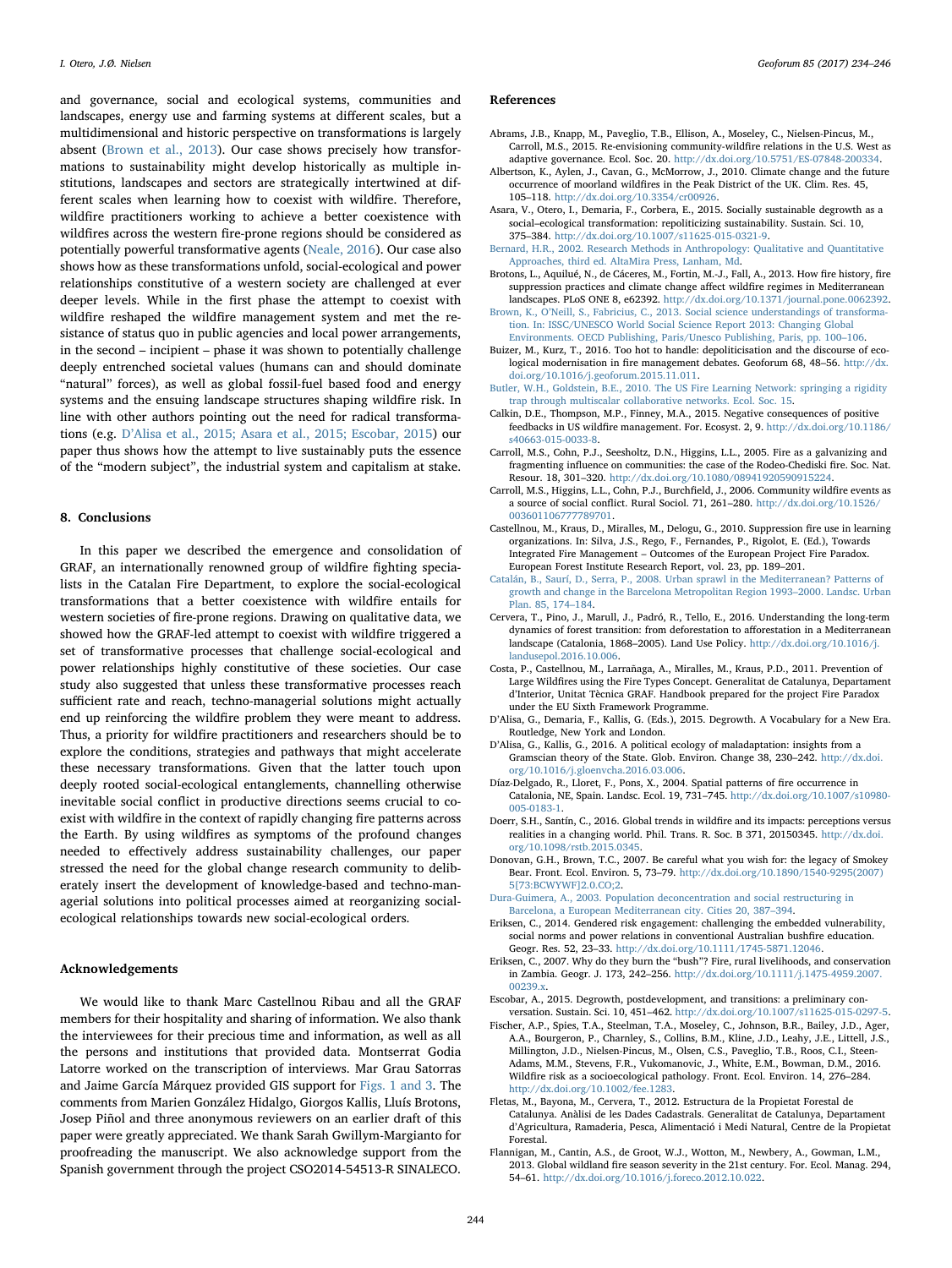and governance, social and ecological systems, communities and landscapes, energy use and farming systems at different scales, but a multidimensional and historic perspective on transformations is largely absent (Brown et al., 2013). Our case shows precisely how transformations to sustainability might develop historically as multiple institutions, landscapes and sectors are strategically intertwined at different scales when learning how to coexist with wildfire. Therefore, wildfire practitioners working to achieve a better coexistence with wildfires across the western fire-prone regions should be considered as potentially powerful transformative agents (Neale, 2016). Our case also shows how as these transformations unfold, social-ecological and power relationships constitutive of a western society are challenged at ever deeper levels. While in the first phase the attempt to coexist with wildfire reshaped the wildfire management system and met the resistance of status quo in public agencies and local power arrangements, in the second – incipient – phase it was shown to potentially challenge deeply entrenched societal values (humans can and should dominate "natural" forces), as well as global fossil-fuel based food and energy systems and the ensuing landscape structures shaping wildfire risk. In line with other authors pointing out the need for radical transformations (e.g. D'Alisa et al., 2015; Asara et al., 2015; Escobar, 2015) our paper thus shows how the attempt to live sustainably puts the essence of the "modern subject", the industrial system and capitalism at stake.

## 8. Conclusions

In this paper we described the emergence and consolidation of GRAF, an internationally renowned group of wildfire fighting specialists in the Catalan Fire Department, to explore the social-ecological transformations that a better coexistence with wildfire entails for western societies of fire-prone regions. Drawing on qualitative data, we showed how the GRAF-led attempt to coexist with wildfire triggered a set of transformative processes that challenge social-ecological and power relationships highly constitutive of these societies. Our case study also suggested that unless these transformative processes reach sufficient rate and reach, techno-managerial solutions might actually end up reinforcing the wildfire problem they were meant to address. Thus, a priority for wildfire practitioners and researchers should be to explore the conditions, strategies and pathways that might accelerate these necessary transformations. Given that the latter touch upon deeply rooted social-ecological entanglements, channelling otherwise inevitable social conflict in productive directions seems crucial to coexist with wildfire in the context of rapidly changing fire patterns across the Earth. By using wildfires as symptoms of the profound changes needed to effectively address sustainability challenges, our paper stressed the need for the global change research community to deliberately insert the development of knowledge-based and techno-managerial solutions into political processes aimed at reorganizing social-ecological relationships towards new social-ecological orders.

## Acknowledgements

We would like to thank Marc Castellnou Ribau and all the GRAF members for their hospitality and sharing of information. We also thank the interviewees for their precious time and information, as well as all the persons and institutions that provided data. Montserrat Godia Latorre worked on the transcription of interviews. Mar Grau Satorras and Jaime García Márquez provided GIS support for Figs. 1 and 3. The comments from Marien González Hidalgo, Giorgos Kallis, Lluís Brotons, Josep Piñol and three anonymous reviewers on an earlier draft of this paper were greatly appreciated. We thank Sarah Gwillym-Margianto for proofreading the manuscript. We also acknowledge support from the Spanish government through the project CSO2014-54513-R SINALECO.

## References

Abrams, J.B., Knapp, M., Paveglio, T.B., Ellison, A., Moseley, C., Nielsen-Pincus, M., Carroll, M.S., 2015. Re-envisioning community-wildfire relations in the U.S. West as adaptive governance. Ecol. Soc. 20. http://dx.doi.org/10.5751/ES-07848-200334.

Albertson, K., Aylen, J., Cavan, G., McMorrow, J., 2010. Climate change and the future occurrence of moorland wildfires in the Peak District of the UK. Clim. Res. 45, 105–118. http://dx.doi.org/10.3354/cr00926.

Asara, V., Otero, I., Demaria, F., Corbera, E., 2015. Socially sustainable degrowth as a social–ecological transformation: repoliticizing sustainability. Sustain. Sci. 10, 375–384. http://dx.doi.org/10.1007/s11625-015-0321-9.

Bernard, H.R., 2002. Research Methods in Anthropology: Qualitative and Quantitative Approaches, third ed. AltaMira Press, Lanham, Md.

Brotons, L., Aquilué, N., de Cáceres, M., Fortin, M.-J., Fall, A., 2013. How fire history, fire suppression practices and climate change affect wildfire regimes in Mediterranean landscapes. PLoS ONE 8, e62392. http://dx.doi.org/10.1371/journal.pone.0062392.

Brown, K., O'Neill, S., Fabricius, C., 2013. Social science understandings of transformation. In: ISSC/UNESCO World Social Science Report 2013: Changing Global Environments. OECD Publishing, Paris/Unesco Publishing, Paris, pp. 100–106.

Buizer, M., Kurz, T., 2016. Too hot to handle: depoliticisation and the discourse of ecological modernisation in fire management debates. Geoforum 68, 48–56. http://dx.doi.org/10.1016/j.geoforum.2015.11.011.

Butler, W.H., Goldstein, B.E., 2010. The US Fire Learning Network: springing a rigidity trap through multiscalar collaborative networks. Ecol. Soc. 15.

Calkin, D.E., Thompson, M.P., Finney, M.A., 2015. Negative consequences of positive feedbacks in US wildfire management. For. Ecosyst. 2, 9. http://dx.doi.org/10.1186/s40663-015-0033-8.

Carroll, M.S., Cohn, P.J., Seesholtz, D.N., Higgins, L.L., 2005. Fire as a galvanizing and fragmenting influence on communities: the case of the Rodeo-Chediski fire. Soc. Nat. Resour. 18, 301–320. http://dx.doi.org/10.1080/08941920590915224.

Carroll, M.S., Higgins, L.L., Cohn, P.J., Burchfield, J., 2006. Community wildfire events as a source of social conflict. Rural Sociol. 71, 261–280. http://dx.doi.org/10.1526/003601106777789701.

Castellnou, M., Kraus, D., Miralles, M., Delogu, G., 2010. Suppression fire use in learning organizations. In: Silva, J.S., Rego, F., Fernandes, P., Rigolot, E. (Ed.), Towards Integrated Fire Management – Outcomes of the European Project Fire Paradox. European Forest Institute Research Report, vol. 23, pp. 189–201.

Catalán, B., Saurí, D., Serra, P., 2008. Urban sprawl in the Mediterranean? Patterns of growth and change in the Barcelona Metropolitan Region 1993–2000. Landsc. Urban Plan. 85, 174–184.

Cervera, T., Pino, J., Marull, J., Padró, R., Tello, E., 2016. Understanding the long-term dynamics of forest transition: from deforestation to afforestation in a Mediterranean landscape (Catalonia, 1868–2005). Land Use Policy. http://dx.doi.org/10.1016/j.landusepol.2016.10.006.

Costa, P., Castellnou, M., Larrañaga, A., Miralles, M., Kraus, P.D., 2011. Prevention of Large Wildfires using the Fire Types Concept. Generalitat de Catalunya, Departament d'Interior, Unitat Tècnica GRAF. Handbook prepared for the project Fire Paradox under the EU Sixth Framework Programme.

D'Alisa, G., Demaria, F., Kallis, G. (Eds.), 2015. Degrowth. A Vocabulary for a New Era. Routledge, New York and London.

D'Alisa, G., Kallis, G., 2016. A political ecology of maladaptation: insights from a Gramscian theory of the State. Glob. Environ. Change 38, 230–242. http://dx.doi.org/10.1016/j.gloenvcha.2016.03.006.

Díaz-Delgado, R., Lloret, F., Pons, X., 2004. Spatial patterns of fire occurrence in Catalonia, NE, Spain. Landsc. Ecol. 19, 731–745. http://dx.doi.org/10.1007/s10980-005-0183-1.

Doerr, S.H., Santín, C., 2016. Global trends in wildfire and its impacts: perceptions versus realities in a changing world. Phil. Trans. R. Soc. B 371, 20150345. http://dx.doi.org/10.1098/rstb.2015.0345.

Donovan, G.H., Brown, T.C., 2007. Be careful what you wish for: the legacy of Smokey Bear. Front. Ecol. Environ. 5, 73–79. http://dx.doi.org/10.1890/1540-9295(2007)5[73:BCWYWF]2.0.CO;2.

Dura-Guimera, A., 2003. Population deconcentration and social restructuring in Barcelona, a European Mediterranean city. Cities 20, 387–394.

Eriksen, C., 2014. Gendered risk engagement: challenging the embedded vulnerability, social norms and power relations in conventional Australian bushfire education. Geogr. Res. 52, 23–33. http://dx.doi.org/10.1111/1745-5871.12046.

Eriksen, C., 2007. Why do they burn the "bush"? Fire, rural livelihoods, and conservation in Zambia. Geogr. J. 173, 242–256. http://dx.doi.org/10.1111/j.1475-4959.2007.00239.x.

Escobar, A., 2015. Degrowth, postdevelopment, and transitions: a preliminary conversation. Sustain. Sci. 10, 451–462. http://dx.doi.org/10.1007/s11625-015-0297-5.

Fischer, A.P., Spies, T.A., Steelman, T.A., Moseley, C., Johnson, B.R., Bailey, J.D., Ager, A.A., Bourgeron, P., Charnley, S., Collins, B.M., Kline, J.D., Leahy, J.E., Littell, J.S., Millington, J.D., Nielsen-Pincus, M., Olsen, C.S., Paveglio, T.B., Roos, C.I., Steen-Adams, M.M., Stevens, F.R., Vukomanovic, J., White, E.M., Bowman, D.M., 2016. Wildfire risk as a socioecological pathology. Front. Ecol. Environ. 14, 276–284. http://dx.doi.org/10.1002/fee.1283.

Fletas, M., Bayona, M., Cervera, T., 2012. Estructura de la Propietat Forestal de Catalunya. Anàlisi de les Dades Cadastrals. Generalitat de Catalunya, Departament d'Agricultura, Ramaderia, Pesca, Alimentació i Medi Natural, Centre de la Propietat Forestal.

Flannigan, M., Cantin, A.S., de Groot, W.J., Wotton, M., Newbery, A., Gowman, L.M., 2013. Global wildland fire season severity in the 21st century. For. Ecol. Manag. 294, 54–61. http://dx.doi.org/10.1016/j.foreco.2012.10.022.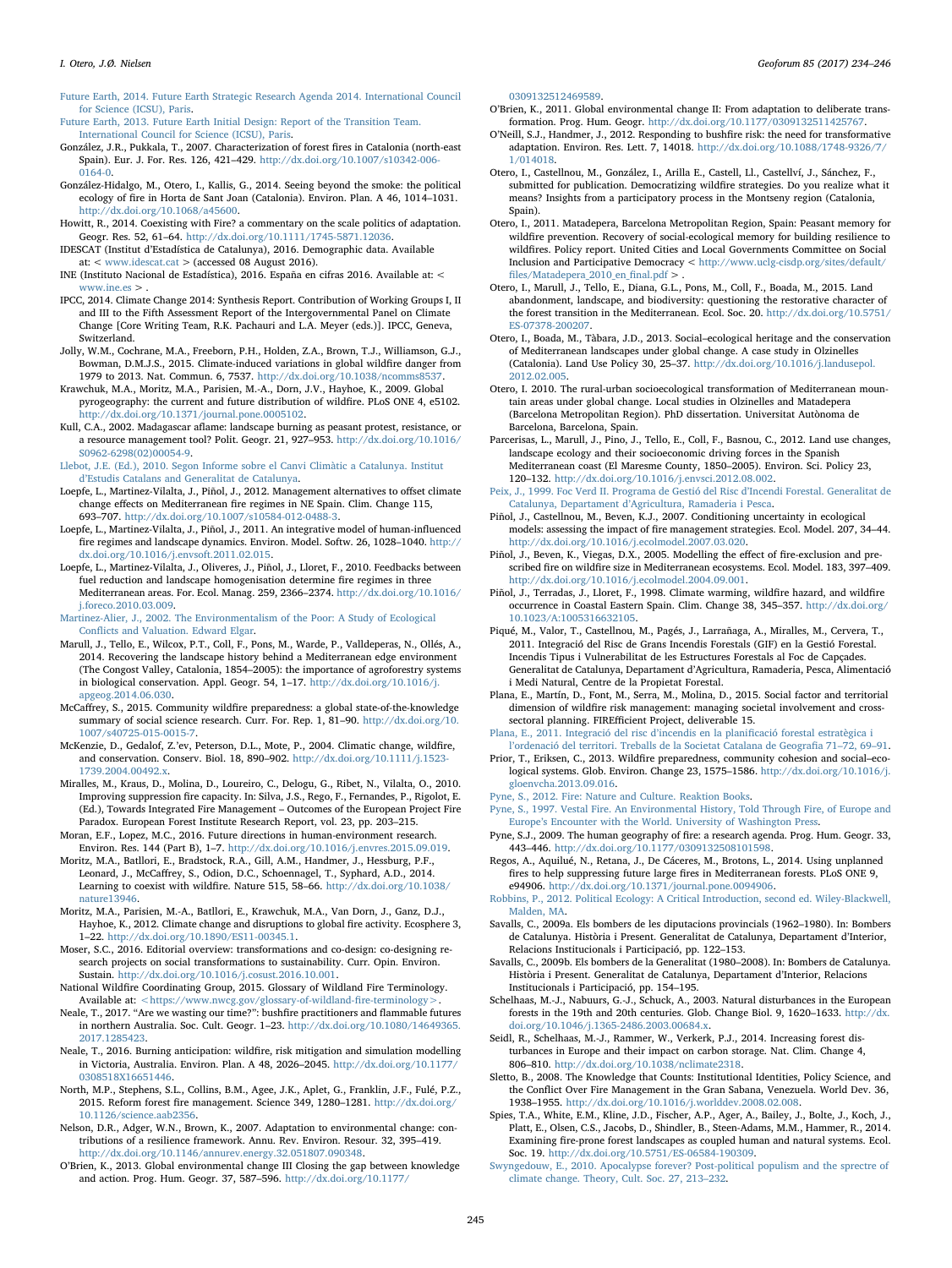Future Earth, 2014. Future Earth Strategic Research Agenda 2014. International Council for Science (ICSU), Paris.

Future Earth, 2013. Future Earth Initial Design: Report of the Transition Team. International Council for Science (ICSU), Paris.

González, J.R., Pukkala, T., 2007. Characterization of forest fires in Catalonia (north-east Spain). Eur. J. For. Res. 126, 421–429. http://dx.doi.org/10.1007/s10342-006-0164-0.

González-Hidalgo, M., Otero, I., Kallis, G., 2014. Seeing beyond the smoke: the political ecology of fire in Horta de Sant Joan (Catalonia). Environ. Plan. A 46, 1014–1031. http://dx.doi.org/10.1068/a45600.

Howitt, R., 2014. Coexisting with Fire? a commentary on the scale politics of adaptation. Geogr. Res. 52, 61–64. http://dx.doi.org/10.1111/1745-5871.12036.

IDESCAT (Institut d'Estadística de Catalunya), 2016. Demographic data. Available at: < www.idescat.cat > (accessed 08 August 2016).

INE (Instituto Nacional de Estadística), 2016. España en cifras 2016. Available at: < www.ine.es > .

IPCC, 2014. Climate Change 2014: Synthesis Report. Contribution of Working Groups I, II and III to the Fifth Assessment Report of the Intergovernmental Panel on Climate Change [Core Writing Team, R.K. Pachauri and L.A. Meyer (eds.)]. IPCC, Geneva, Switzerland.

Jolly, W.M., Cochrane, M.A., Freeborn, P.H., Holden, Z.A., Brown, T.J., Williamson, G.J., Bowman, D.M.J.S., 2015. Climate-induced variations in global wildfire danger from 1979 to 2013. Nat. Commun. 6, 7537. http://dx.doi.org/10.1038/ncomms8537.

Krawchuk, M.A., Moritz, M.A., Parisien, M.-A., Dorn, J.V., Hayhoe, K., 2009. Global pyrogeography: the current and future distribution of wildfire. PLoS ONE 4, e5102. http://dx.doi.org/10.1371/journal.pone.0005102.

Kull, C.A., 2002. Madagascar aflame: landscape burning as peasant protest, resistance, or a resource management tool? Polit. Geogr. 21, 927–953. http://dx.doi.org/10.1016/S0962-6298(02)00054-9.

Llebot, J.E. (Ed.), 2010. Segon Informe sobre el Canvi Climàtic a Catalunya. Institut d'Estudis Catalans and Generalitat de Catalunya.

Loepfe, L., Martinez-Vilalta, J., Piñol, J., 2012. Management alternatives to offset climate change effects on Mediterranean fire regimes in NE Spain. Clim. Change 115, 693–707. http://dx.doi.org/10.1007/s10584-012-0488-3.

Loepfe, L., Martinez-Vilalta, J., Piñol, J., 2011. An integrative model of human-influenced fire regimes and landscape dynamics. Environ. Model. Softw. 26, 1028–1040. http://dx.doi.org/10.1016/j.envsoft.2011.02.015.

Loepfe, L., Martinez-Vilalta, J., Oliveres, J., Piñol, J., Lloret, F., 2010. Feedbacks between fuel reduction and landscape homogenisation determine fire regimes in three Mediterranean areas. For. Ecol. Manag. 259, 2366–2374. http://dx.doi.org/10.1016/j.foreco.2010.03.009.

Martinez-Alier, J., 2002. The Environmentalism of the Poor: A Study of Ecological Conflicts and Valuation. Edward Elgar.

Marull, J., Tello, E., Wilcox, P.T., Coll, F., Pons, M., Warde, P., Valldeperas, N., Ollés, A., 2014. Recovering the landscape history behind a Mediterranean edge environment (The Congost Valley, Catalonia, 1854–2005): the importance of agroforestry systems in biological conservation. Appl. Geogr. 54, 1–17. http://dx.doi.org/10.1016/j.apgeog.2014.06.030.

McCaffrey, S., 2015. Community wildfire preparedness: a global state-of-the-knowledge summary of social science research. Curr. For. Rep. 1, 81–90. http://dx.doi.org/10.1007/s40725-015-0015-7.

McKenzie, D., Gedalof, Z.'ev, Peterson, D.L., Mote, P., 2004. Climatic change, wildfire, and conservation. Conserv. Biol. 18, 890–902. http://dx.doi.org/10.1111/j.1523-1739.2004.00492.x.

Miralles, M., Kraus, D., Molina, D., Loureiro, C., Delogu, G., Ribet, N., Vilalta, O., 2010. Improving suppression fire capacity. In: Silva, J.S., Rego, F., Fernandes, P., Rigolot, E. (Ed.), Towards Integrated Fire Management – Outcomes of the European Project Fire Paradox. European Forest Institute Research Report, vol. 23, pp. 203–215.

Moran, E.F., Lopez, M.C., 2016. Future directions in human-environment research. Environ. Res. 144 (Part B), 1–7. http://dx.doi.org/10.1016/j.envres.2015.09.019.

Moritz, M.A., Batllori, E., Bradstock, R.A., Gill, A.M., Handmer, J., Hessburg, P.F., Leonard, J., McCaffrey, S., Odion, D.C., Schoennagel, T., Syphard, A.D., 2014. Learning to coexist with wildfire. Nature 515, 58–66. http://dx.doi.org/10.1038/nature13946.

Moritz, M.A., Parisien, M.-A., Batllori, E., Krawchuk, M.A., Van Dorn, J., Ganz, D.J., Hayhoe, K., 2012. Climate change and disruptions to global fire activity. Ecosphere 3, 1–22. http://dx.doi.org/10.1890/ES11-00345.1.

Moser, S.C., 2016. Editorial overview: transformations and co-design: co-designing research projects on social transformations to sustainability. Curr. Opin. Environ. Sustain. http://dx.doi.org/10.1016/j.cosust.2016.10.001.

National Wildfire Coordinating Group, 2015. Glossary of Wildland Fire Terminology. Available at: <https://www.nwcg.gov/glossary-of-wildland-fire-terminology>.

Neale, T., 2017. "Are we wasting our time?": bushfire practitioners and flammable futures in northern Australia. Soc. Cult. Geogr. 1–23. http://dx.doi.org/10.1080/14649365.2017.1285423.

Neale, T., 2016. Burning anticipation: wildfire, risk mitigation and simulation modelling in Victoria, Australia. Environ. Plan. A 48, 2026–2045. http://dx.doi.org/10.1177/0308518X16651446.

North, M.P., Stephens, S.L., Collins, B.M., Agee, J.K., Aplet, G., Franklin, J.F., Fulé, P.Z., 2015. Reform forest fire management. Science 349, 1280–1281. http://dx.doi.org/10.1126/science.aab2356.

Nelson, D.R., Adger, W.N., Brown, K., 2007. Adaptation to environmental change: contributions of a resilience framework. Annu. Rev. Environ. Resour. 32, 395–419. http://dx.doi.org/10.1146/annurev.energy.32.051807.090348.

O'Brien, K., 2013. Global environmental change III Closing the gap between knowledge and action. Prog. Hum. Geogr. 37, 587–596. http://dx.doi.org/10.1177/0309132512469589.

O'Brien, K., 2011. Global environmental change II: From adaptation to deliberate transformation. Prog. Hum. Geogr. http://dx.doi.org/10.1177/0309132511425767.

O'Neill, S.J., Handmer, J., 2012. Responding to bushfire risk: the need for transformative adaptation. Environ. Res. Lett. 7, 14018. http://dx.doi.org/10.1088/1748-9326/7/1/014018.

Otero, I., Castellnou, M., González, I., Arilla E., Castell, Ll., Castellví, J., Sánchez, F., submitted for publication. Democratizing wildfire strategies. Do you realize what it means? Insights from a participatory process in the Montseny region (Catalonia, Spain).

Otero, I., 2011. Matadepera, Barcelona Metropolitan Region, Spain: Peasant memory for wildfire prevention. Recovery of social-ecological memory for building resilience to wildfires. Policy report. United Cities and Local Governments Committee on Social Inclusion and Participative Democracy < http://www.uclg-cisdp.org/sites/default/files/Matadepera_2010_en_final.pdf > .

Otero, I., Marull, J., Tello, E., Diana, G.L., Pons, M., Coll, F., Boada, M., 2015. Land abandonment, landscape, and biodiversity: questioning the restorative character of the forest transition in the Mediterranean. Ecol. Soc. 20. http://dx.doi.org/10.5751/ES-07378-200207.

Otero, I., Boada, M., Tàbara, J.D., 2013. Social–ecological heritage and the conservation of Mediterranean landscapes under global change. A case study in Olzinelles (Catalonia). Land Use Policy 30, 25–37. http://dx.doi.org/10.1016/j.landusepol.2012.02.005.

Otero, I. 2010. The rural-urban socioecological transformation of Mediterranean mountain areas under global change. Local studies in Olzinelles and Matadepera (Barcelona Metropolitan Region). PhD dissertation. Universitat Autònoma de Barcelona, Barcelona, Spain.

Parcerisas, L., Marull, J., Pino, J., Tello, E., Coll, F., Basnou, C., 2012. Land use changes, landscape ecology and their socioeconomic driving forces in the Spanish Mediterranean coast (El Maresme County, 1850–2005). Environ. Sci. Policy 23, 120–132. http://dx.doi.org/10.1016/j.envsci.2012.08.002.

Peix, J., 1999. Foc Verd II. Programa de Gestió del Risc d'Incendi Forestal. Generalitat de Catalunya, Departament d'Agricultura, Ramaderia i Pesca.

Piñol, J., Castellnou, M., Beven, K.J., 2007. Conditioning uncertainty in ecological models: assessing the impact of fire management strategies. Ecol. Model. 207, 34–44. http://dx.doi.org/10.1016/j.ecolmodel.2007.03.020.

Piñol, J., Beven, K., Viegas, D.X., 2005. Modelling the effect of fire-exclusion and prescribed fire on wildfire size in Mediterranean ecosystems. Ecol. Model. 183, 397–409. http://dx.doi.org/10.1016/j.ecolmodel.2004.09.001.

Piñol, J., Terradas, J., Lloret, F., 1998. Climate warming, wildfire hazard, and wildfire occurrence in Coastal Eastern Spain. Clim. Change 38, 345–357. http://dx.doi.org/10.1023/A:1005316632105.

Piqué, M., Valor, T., Castellnou, M., Pagés, J., Larrañaga, A., Miralles, M., Cervera, T., 2011. Integració del Risc de Grans Incendis Forestals (GIF) en la Gestió Forestal. Incendis Tipus i Vulnerabilitat de les Estructures Forestals al Foc de Capçades. Generalitat de Catalunya, Departament d'Agricultura, Ramaderia, Pesca, Alimentació i Medi Natural, Centre de la Propietat Forestal.

Plana, E., Martín, D., Font, M., Serra, M., Molina, D., 2015. Social factor and territorial dimension of wildfire risk management: managing social involvement and cross-sectoral planning. FIREfficient Project, deliverable 15.

Plana, E., 2011. Integració del risc d'incendis en la planificació forestal estratègica i l'ordenació del territori. Treballs de la Societat Catalana de Geografia 71–72, 69–91.

Prior, T., Eriksen, C., 2013. Wildfire preparedness, community cohesion and social–ecological systems. Glob. Environ. Change 23, 1575–1586. http://dx.doi.org/10.1016/j.gloenvcha.2013.09.016.

Pyne, S., 2012. Fire: Nature and Culture. Reaktion Books.

Pyne, S., 1997. Vestal Fire. An Environmental History, Told Through Fire, of Europe and Europe's Encounter with the World. University of Washington Press.

Pyne, S.J., 2009. The human geography of fire: a research agenda. Prog. Hum. Geogr. 33, 443–446. http://dx.doi.org/10.1177/0309132508101598.

Regos, A., Aquilué, N., Retana, J., De Cáceres, M., Brotons, L., 2014. Using unplanned fires to help suppressing future large fires in Mediterranean forests. PLoS ONE 9, e94906. http://dx.doi.org/10.1371/journal.pone.0094906.

Robbins, P., 2012. Political Ecology: A Critical Introduction, second ed. Wiley-Blackwell, Malden, MA.

Savalls, C., 2009a. Els bombers de les diputacions provincials (1962–1980). In: Bombers de Catalunya. Història i Present. Generalitat de Catalunya, Departament d'Interior, Relacions Institucionals i Participació, pp. 122–153.

Savalls, C., 2009b. Els bombers de la Generalitat (1980–2008). In: Bombers de Catalunya. Història i Present. Generalitat de Catalunya, Departament d'Interior, Relacions Institucionals i Participació, pp. 154–195.

Schelhaas, M.-J., Nabuurs, G.-J., Schuck, A., 2003. Natural disturbances in the European forests in the 19th and 20th centuries. Glob. Change Biol. 9, 1620–1633. http://dx.doi.org/10.1046/j.1365-2486.2003.00684.x.

Seidl, R., Schelhaas, M.-J., Rammer, W., Verkerk, P.J., 2014. Increasing forest disturbances in Europe and their impact on carbon storage. Nat. Clim. Change 4, 806–810. http://dx.doi.org/10.1038/nclimate2318.

Sletto, B., 2008. The Knowledge that Counts: Institutional Identities, Policy Science, and the Conflict Over Fire Management in the Gran Sabana, Venezuela. World Dev. 36, 1938–1955. http://dx.doi.org/10.1016/j.worlddev.2008.02.008.

Spies, T.A., White, E.M., Kline, J.D., Fischer, A.P., Ager, A., Bailey, J., Bolte, J., Koch, J., Platt, E., Olsen, C.S., Jacobs, D., Shindler, B., Steen-Adams, M.M., Hammer, R., 2014. Examining fire-prone forest landscapes as coupled human and natural systems. Ecol. Soc. 19. http://dx.doi.org/10.5751/ES-06584-190309.

Swyngedouw, E., 2010. Apocalypse forever? Post-political populism and the sprectre of climate change. Theory, Cult. Soc. 27, 213–232.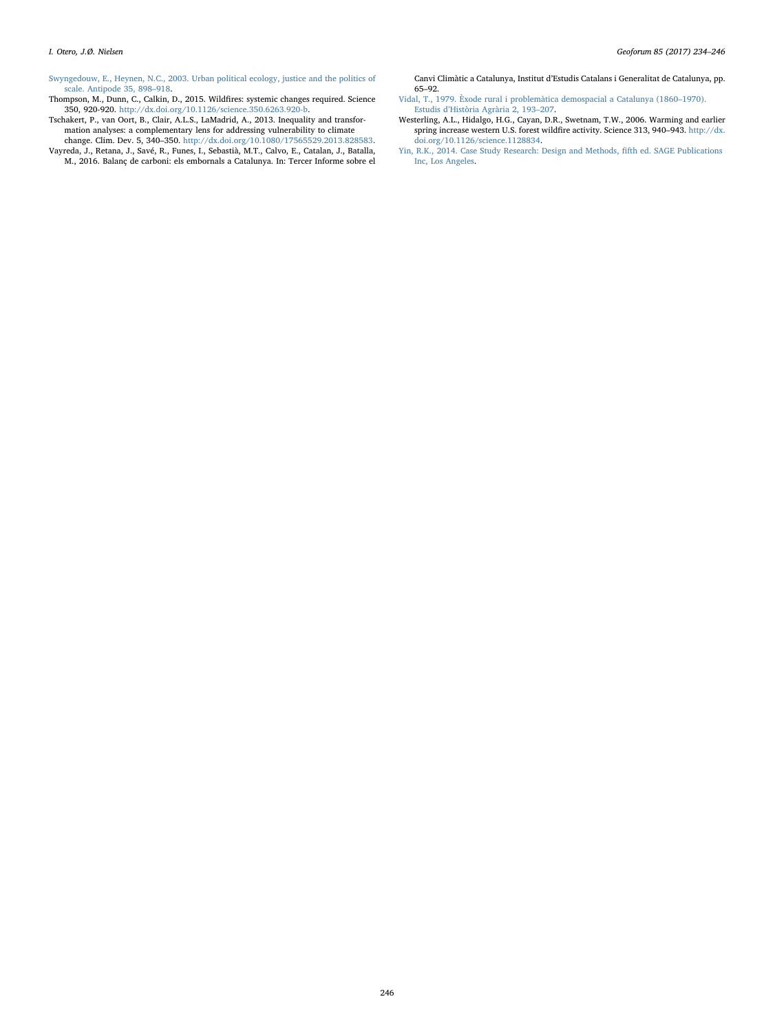Swyngedouw, E., Heynen, N.C., 2003. Urban political ecology, justice and the politics of scale. Antipode 35, 898–918.

Thompson, M., Dunn, C., Calkin, D., 2015. Wildfires: systemic changes required. Science 350, 920-920. http://dx.doi.org/10.1126/science.350.6263.920-b.

Tschakert, P., van Oort, B., Clair, A.L.S., LaMadrid, A., 2013. Inequality and transformation analyses: a complementary lens for addressing vulnerability to climate change. Clim. Dev. 5, 340–350. http://dx.doi.org/10.1080/17565529.2013.828583.

Vayreda, J., Retana, J., Savé, R., Funes, I., Sebastià, M.T., Calvo, E., Catalan, J., Batalla, M., 2016. Balanç de carboni: els embornals a Catalunya. In: Tercer Informe sobre el Canvi Climàtic a Catalunya, Institut d'Estudis Catalans i Generalitat de Catalunya, pp. 65–92.

Vidal, T., 1979. Èxode rural i problemàtica demospacial a Catalunya (1860–1970). Estudis d'Història Agrària 2, 193–207.

Westerling, A.L., Hidalgo, H.G., Cayan, D.R., Swetnam, T.W., 2006. Warming and earlier spring increase western U.S. forest wildfire activity. Science 313, 940–943. http://dx.doi.org/10.1126/science.1128834.

Yin, R.K., 2014. Case Study Research: Design and Methods, fifth ed. SAGE Publications Inc, Los Angeles.